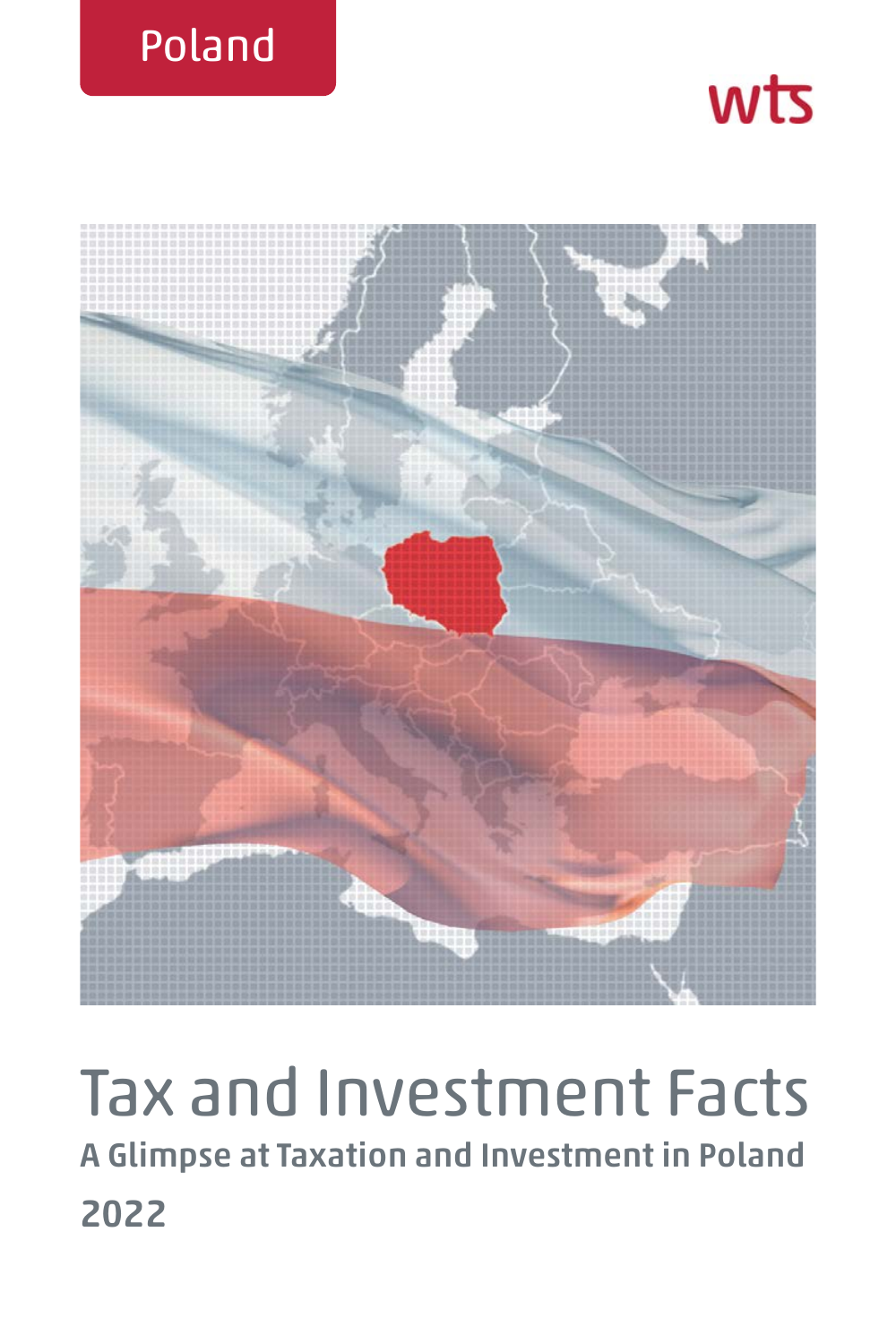Poland

wts

# Tax and Investment Facts

## A Glimpse at Taxation and Investment in Poland

## 2022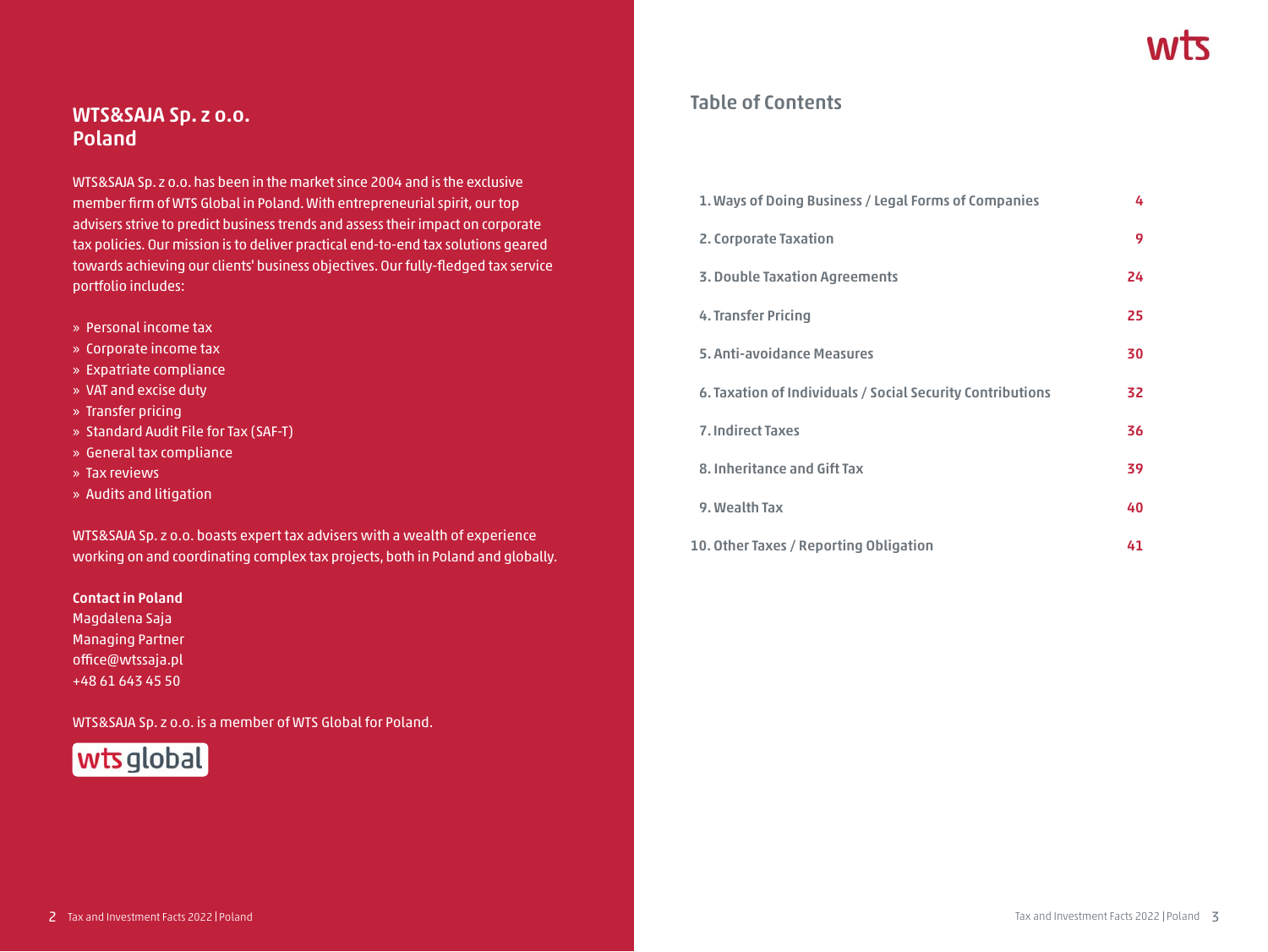## WTS&SAJA Sp. z o.o. Poland

WTS&SAJA Sp. z o.o. has been in the market since 2004 and is the exclusive member firm of WTS Global in Poland. With entrepreneurial spirit, our top advisers strive to predict business trends and assess their impact on corporate tax policies. Our mission is to deliver practical end-to-end tax solutions geared towards achieving our clients' business objectives. Our fully-fledged tax service portfolio includes:

- Personal income tax
- Corporate income tax
- Expatriate compliance
- VAT and excise duty
- Transfer pricing
- Standard Audit File for Tax (SAF-T)
- General tax compliance
- Tax reviews
- Audits and litigation

WTS&SAJA Sp. z o.o. boasts expert tax advisers with a wealth of experience working on and coordinating complex tax projects, both in Poland and globally.

**Contact in Poland**
Magdalena Saja
Managing Partner
office@wtssaja.pl
+48 61 643 45 50

WTS&SAJA Sp. z o.o. is a member of WTS Global for Poland.

wts global

## Table of Contents

| | |
|---|---|
| 1. Ways of Doing Business / Legal Forms of Companies | 4 |
| 2. Corporate Taxation | 9 |
| 3. Double Taxation Agreements | 24 |
| 4. Transfer Pricing | 25 |
| 5. Anti-avoidance Measures | 30 |
| 6. Taxation of Individuals / Social Security Contributions | 32 |
| 7. Indirect Taxes | 36 |
| 8. Inheritance and Gift Tax | 39 |
| 9. Wealth Tax | 40 |
| 10. Other Taxes / Reporting Obligation | 41 |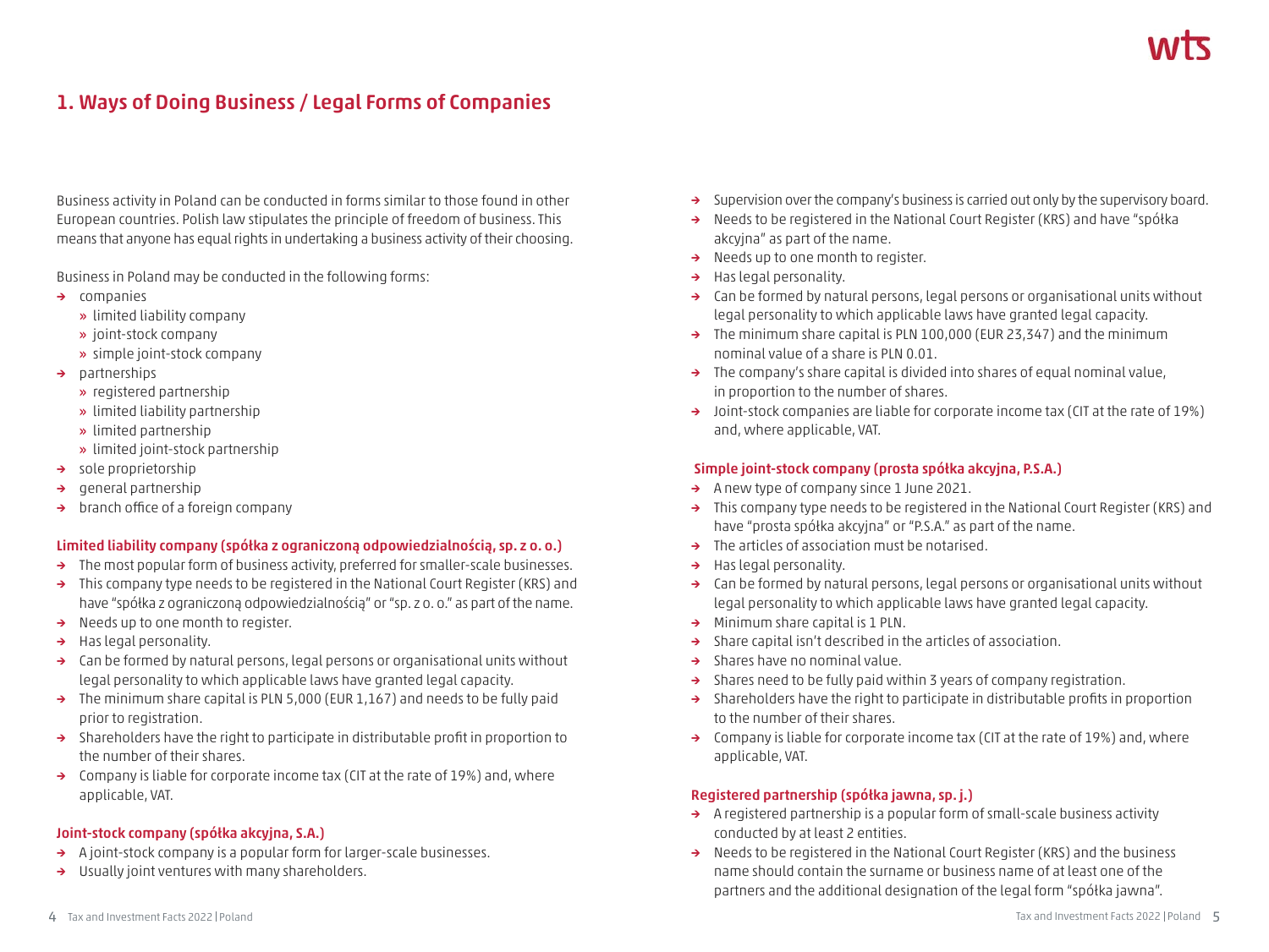## 1. Ways of Doing Business / Legal Forms of Companies

Business activity in Poland can be conducted in forms similar to those found in other European countries. Polish law stipulates the principle of freedom of business. This means that anyone has equal rights in undertaking a business activity of their choosing.

Business in Poland may be conducted in the following forms:

- companies
  - limited liability company
  - joint-stock company
  - simple joint-stock company
- partnerships
  - registered partnership
  - limited liability partnership
  - limited partnership
  - limited joint-stock partnership
- sole proprietorship
- general partnership
- branch office of a foreign company

### Limited liability company (spółka z ograniczoną odpowiedzialnością, sp. z o. o.)

- The most popular form of business activity, preferred for smaller-scale businesses.
- This company type needs to be registered in the National Court Register (KRS) and have "spółka z ograniczoną odpowiedzialnością" or "sp. z o. o." as part of the name.
- Needs up to one month to register.
- Has legal personality.
- Can be formed by natural persons, legal persons or organisational units without legal personality to which applicable laws have granted legal capacity.
- The minimum share capital is PLN 5,000 (EUR 1,167) and needs to be fully paid prior to registration.
- Shareholders have the right to participate in distributable profit in proportion to the number of their shares.
- Company is liable for corporate income tax (CIT at the rate of 19%) and, where applicable, VAT.

### Joint-stock company (spółka akcyjna, S.A.)

- A joint-stock company is a popular form for larger-scale businesses.
- Usually joint ventures with many shareholders.
- Supervision over the company's business is carried out only by the supervisory board.
- Needs to be registered in the National Court Register (KRS) and have "spółka akcyjna" as part of the name.
- Needs up to one month to register.
- Has legal personality.
- Can be formed by natural persons, legal persons or organisational units without legal personality to which applicable laws have granted legal capacity.
- The minimum share capital is PLN 100,000 (EUR 23,347) and the minimum nominal value of a share is PLN 0.01.
- The company's share capital is divided into shares of equal nominal value, in proportion to the number of shares.
- Joint-stock companies are liable for corporate income tax (CIT at the rate of 19%) and, where applicable, VAT.

### Simple joint-stock company (prosta spółka akcyjna, P.S.A.)

- A new type of company since 1 June 2021.
- This company type needs to be registered in the National Court Register (KRS) and have "prosta spółka akcyjna" or "P.S.A." as part of the name.
- The articles of association must be notarised.
- Has legal personality.
- Can be formed by natural persons, legal persons or organisational units without legal personality to which applicable laws have granted legal capacity.
- Minimum share capital is 1 PLN.
- Share capital isn't described in the articles of association.
- Shares have no nominal value.
- Shares need to be fully paid within 3 years of company registration.
- Shareholders have the right to participate in distributable profits in proportion to the number of their shares.
- Company is liable for corporate income tax (CIT at the rate of 19%) and, where applicable, VAT.

### Registered partnership (spółka jawna, sp. j.)

- A registered partnership is a popular form of small-scale business activity conducted by at least 2 entities.
- Needs to be registered in the National Court Register (KRS) and the business name should contain the surname or business name of at least one of the partners and the additional designation of the legal form "spółka jawna".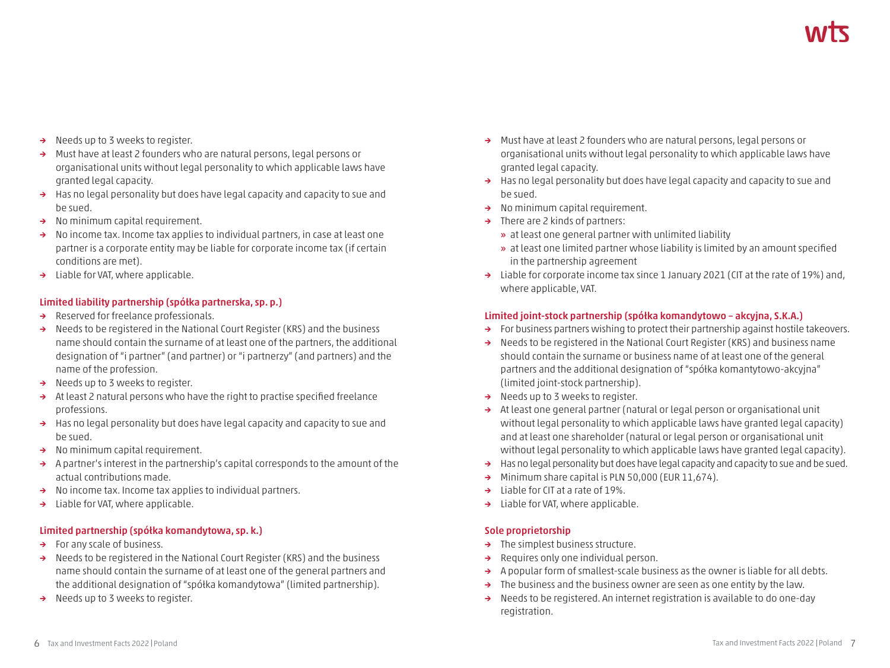- Needs up to 3 weeks to register.
- Must have at least 2 founders who are natural persons, legal persons or organisational units without legal personality to which applicable laws have granted legal capacity.
- Has no legal personality but does have legal capacity and capacity to sue and be sued.
- No minimum capital requirement.
- No income tax. Income tax applies to individual partners, in case at least one partner is a corporate entity may be liable for corporate income tax (if certain conditions are met).
- Liable for VAT, where applicable.

### Limited liability partnership (spółka partnerska, sp. p.)

- Reserved for freelance professionals.
- Needs to be registered in the National Court Register (KRS) and the business name should contain the surname of at least one of the partners, the additional designation of "i partner" (and partner) or "i partnerzy" (and partners) and the name of the profession.
- Needs up to 3 weeks to register.
- At least 2 natural persons who have the right to practise specified freelance professions.
- Has no legal personality but does have legal capacity and capacity to sue and be sued.
- No minimum capital requirement.
- A partner's interest in the partnership's capital corresponds to the amount of the actual contributions made.
- No income tax. Income tax applies to individual partners.
- Liable for VAT, where applicable.

### Limited partnership (spółka komandytowa, sp. k.)

- For any scale of business.
- Needs to be registered in the National Court Register (KRS) and the business name should contain the surname of at least one of the general partners and the additional designation of "spółka komandytowa" (limited partnership).
- Needs up to 3 weeks to register.
- Must have at least 2 founders who are natural persons, legal persons or organisational units without legal personality to which applicable laws have granted legal capacity.
- Has no legal personality but does have legal capacity and capacity to sue and be sued.
- No minimum capital requirement.
- There are 2 kinds of partners:
  - at least one general partner with unlimited liability
  - at least one limited partner whose liability is limited by an amount specified in the partnership agreement
- Liable for corporate income tax since 1 January 2021 (CIT at the rate of 19%) and, where applicable, VAT.

### Limited joint-stock partnership (spółka komandytowo – akcyjna, S.K.A.)

- For business partners wishing to protect their partnership against hostile takeovers.
- Needs to be registered in the National Court Register (KRS) and business name should contain the surname or business name of at least one of the general partners and the additional designation of "spółka komantytowo-akcyjna" (limited joint-stock partnership).
- Needs up to 3 weeks to register.
- At least one general partner (natural or legal person or organisational unit without legal personality to which applicable laws have granted legal capacity) and at least one shareholder (natural or legal person or organisational unit without legal personality to which applicable laws have granted legal capacity).
- Has no legal personality but does have legal capacity and capacity to sue and be sued.
- Minimum share capital is PLN 50,000 (EUR 11,674).
- Liable for CIT at a rate of 19%.
- Liable for VAT, where applicable.

### Sole proprietorship

- The simplest business structure.
- Requires only one individual person.
- A popular form of smallest-scale business as the owner is liable for all debts.
- The business and the business owner are seen as one entity by the law.
- Needs to be registered. An internet registration is available to do one-day registration.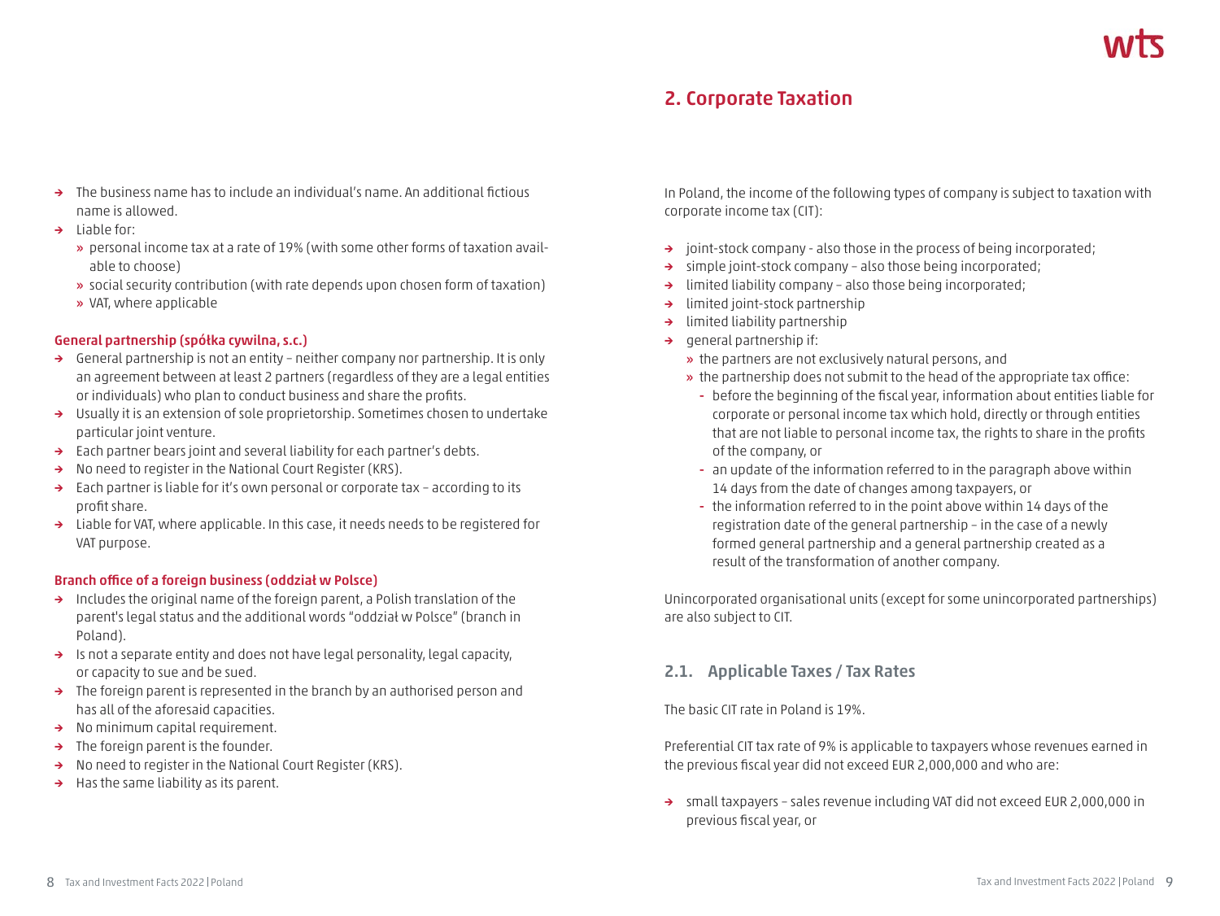- The business name has to include an individual's name. An additional fictious name is allowed.
- Liable for:
  - personal income tax at a rate of 19% (with some other forms of taxation available to choose)
  - social security contribution (with rate depends upon chosen form of taxation)
  - VAT, where applicable

**General partnership (spółka cywilna, s.c.)**

- General partnership is not an entity – neither company nor partnership. It is only an agreement between at least 2 partners (regardless of they are a legal entities or individuals) who plan to conduct business and share the profits.
- Usually it is an extension of sole proprietorship. Sometimes chosen to undertake particular joint venture.
- Each partner bears joint and several liability for each partner's debts.
- No need to register in the National Court Register (KRS).
- Each partner is liable for it's own personal or corporate tax – according to its profit share.
- Liable for VAT, where applicable. In this case, it needs needs to be registered for VAT purpose.

**Branch office of a foreign business (oddział w Polsce)**

- Includes the original name of the foreign parent, a Polish translation of the parent's legal status and the additional words "oddział w Polsce" (branch in Poland).
- Is not a separate entity and does not have legal personality, legal capacity, or capacity to sue and be sued.
- The foreign parent is represented in the branch by an authorised person and has all of the aforesaid capacities.
- No minimum capital requirement.
- The foreign parent is the founder.
- No need to register in the National Court Register (KRS).
- Has the same liability as its parent.

## 2. Corporate Taxation

In Poland, the income of the following types of company is subject to taxation with corporate income tax (CIT):

- joint-stock company - also those in the process of being incorporated;
- simple joint-stock company – also those being incorporated;
- limited liability company – also those being incorporated;
- limited joint-stock partnership
- limited liability partnership
- general partnership if:
  - the partners are not exclusively natural persons, and
  - the partnership does not submit to the head of the appropriate tax office:
    - before the beginning of the fiscal year, information about entities liable for corporate or personal income tax which hold, directly or through entities that are not liable to personal income tax, the rights to share in the profits of the company, or
    - an update of the information referred to in the paragraph above within 14 days from the date of changes among taxpayers, or
    - the information referred to in the point above within 14 days of the registration date of the general partnership – in the case of a newly formed general partnership and a general partnership created as a result of the transformation of another company.

Unincorporated organisational units (except for some unincorporated partnerships) are also subject to CIT.

### 2.1. Applicable Taxes / Tax Rates

The basic CIT rate in Poland is 19%.

Preferential CIT tax rate of 9% is applicable to taxpayers whose revenues earned in the previous fiscal year did not exceed EUR 2,000,000 and who are:

- small taxpayers – sales revenue including VAT did not exceed EUR 2,000,000 in previous fiscal year, or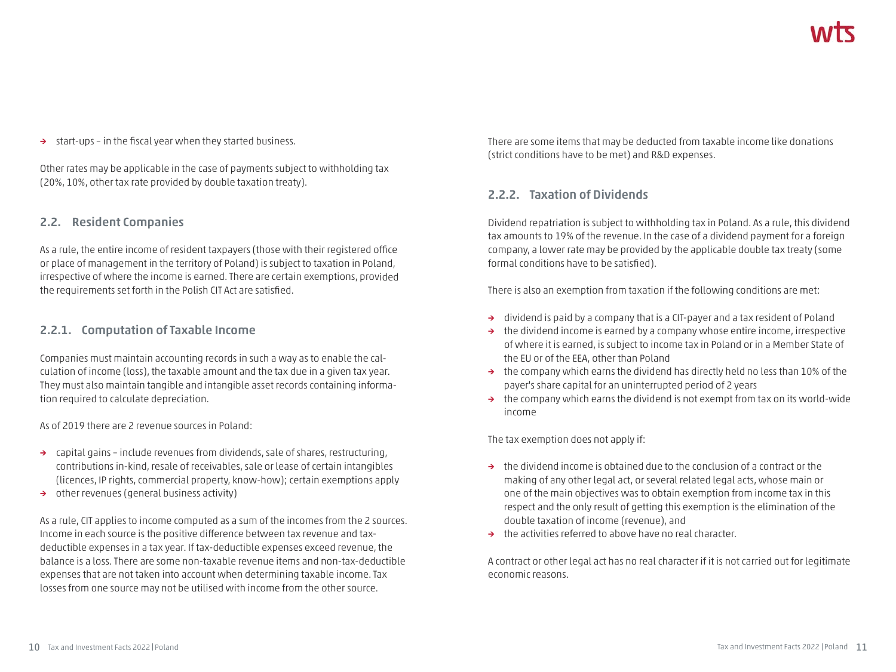- start-ups – in the fiscal year when they started business.

Other rates may be applicable in the case of payments subject to withholding tax (20%, 10%, other tax rate provided by double taxation treaty).

## 2.2. Resident Companies

As a rule, the entire income of resident taxpayers (those with their registered office or place of management in the territory of Poland) is subject to taxation in Poland, irrespective of where the income is earned. There are certain exemptions, provided the requirements set forth in the Polish CIT Act are satisfied.

### 2.2.1. Computation of Taxable Income

Companies must maintain accounting records in such a way as to enable the calculation of income (loss), the taxable amount and the tax due in a given tax year. They must also maintain tangible and intangible asset records containing information required to calculate depreciation.

As of 2019 there are 2 revenue sources in Poland:

- capital gains – include revenues from dividends, sale of shares, restructuring, contributions in-kind, resale of receivables, sale or lease of certain intangibles (licences, IP rights, commercial property, know-how); certain exemptions apply
- other revenues (general business activity)

As a rule, CIT applies to income computed as a sum of the incomes from the 2 sources. Income in each source is the positive difference between tax revenue and tax-deductible expenses in a tax year. If tax-deductible expenses exceed revenue, the balance is a loss. There are some non-taxable revenue items and non-tax-deductible expenses that are not taken into account when determining taxable income. Tax losses from one source may not be utilised with income from the other source.

There are some items that may be deducted from taxable income like donations (strict conditions have to be met) and R&D expenses.

### 2.2.2. Taxation of Dividends

Dividend repatriation is subject to withholding tax in Poland. As a rule, this dividend tax amounts to 19% of the revenue. In the case of a dividend payment for a foreign company, a lower rate may be provided by the applicable double tax treaty (some formal conditions have to be satisfied).

There is also an exemption from taxation if the following conditions are met:

- dividend is paid by a company that is a CIT-payer and a tax resident of Poland
- the dividend income is earned by a company whose entire income, irrespective of where it is earned, is subject to income tax in Poland or in a Member State of the EU or of the EEA, other than Poland
- the company which earns the dividend has directly held no less than 10% of the payer's share capital for an uninterrupted period of 2 years
- the company which earns the dividend is not exempt from tax on its world-wide income

The tax exemption does not apply if:

- the dividend income is obtained due to the conclusion of a contract or the making of any other legal act, or several related legal acts, whose main or one of the main objectives was to obtain exemption from income tax in this respect and the only result of getting this exemption is the elimination of the double taxation of income (revenue), and
- the activities referred to above have no real character.

A contract or other legal act has no real character if it is not carried out for legitimate economic reasons.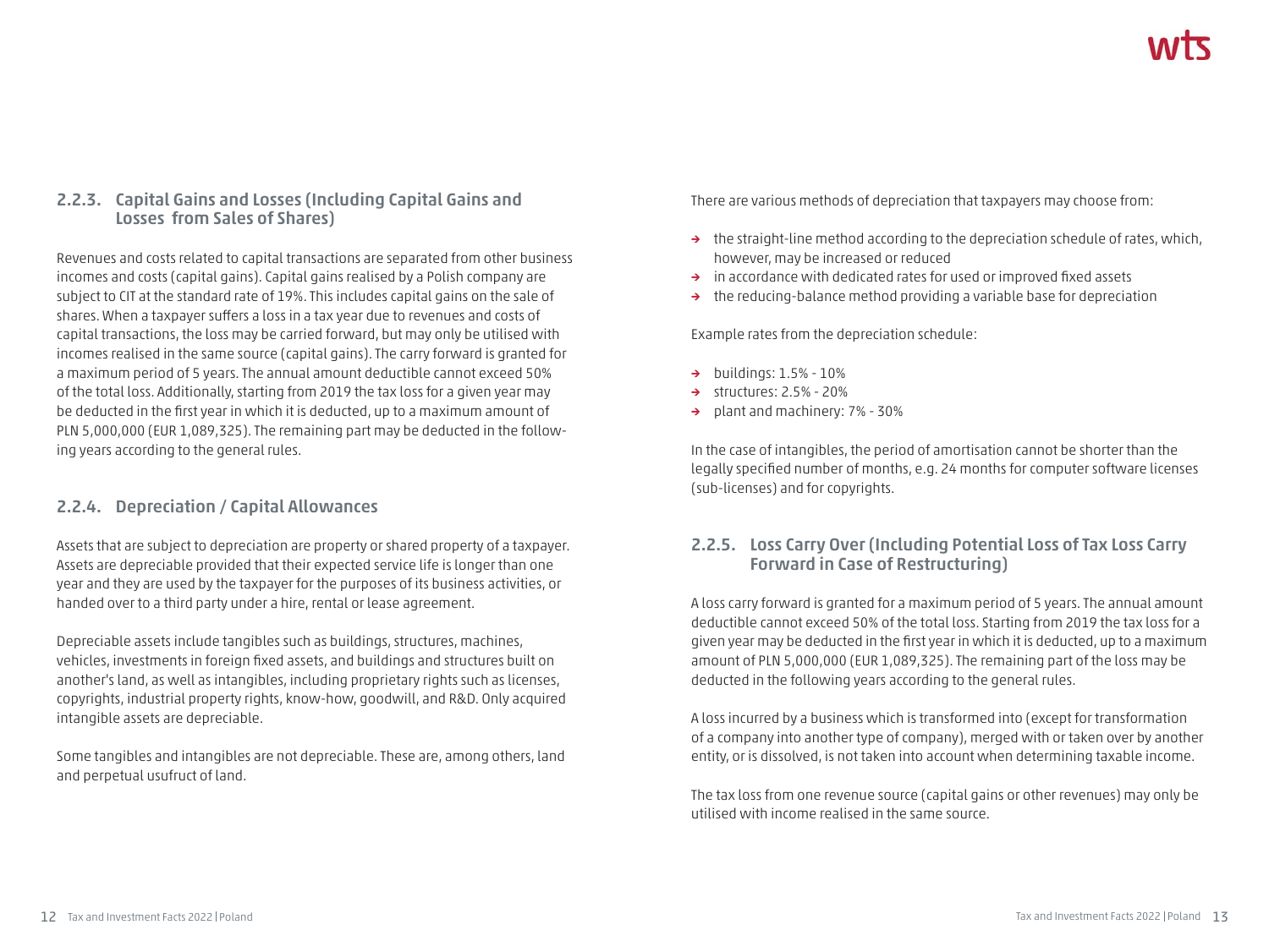### 2.2.3. Capital Gains and Losses (Including Capital Gains and Losses from Sales of Shares)

Revenues and costs related to capital transactions are separated from other business incomes and costs (capital gains). Capital gains realised by a Polish company are subject to CIT at the standard rate of 19%. This includes capital gains on the sale of shares. When a taxpayer suffers a loss in a tax year due to revenues and costs of capital transactions, the loss may be carried forward, but may only be utilised with incomes realised in the same source (capital gains). The carry forward is granted for a maximum period of 5 years. The annual amount deductible cannot exceed 50% of the total loss. Additionally, starting from 2019 the tax loss for a given year may be deducted in the first year in which it is deducted, up to a maximum amount of PLN 5,000,000 (EUR 1,089,325). The remaining part may be deducted in the following years according to the general rules.

### 2.2.4. Depreciation / Capital Allowances

Assets that are subject to depreciation are property or shared property of a taxpayer. Assets are depreciable provided that their expected service life is longer than one year and they are used by the taxpayer for the purposes of its business activities, or handed over to a third party under a hire, rental or lease agreement.

Depreciable assets include tangibles such as buildings, structures, machines, vehicles, investments in foreign fixed assets, and buildings and structures built on another's land, as well as intangibles, including proprietary rights such as licenses, copyrights, industrial property rights, know-how, goodwill, and R&D. Only acquired intangible assets are depreciable.

Some tangibles and intangibles are not depreciable. These are, among others, land and perpetual usufruct of land.

There are various methods of depreciation that taxpayers may choose from:

- the straight-line method according to the depreciation schedule of rates, which, however, may be increased or reduced
- in accordance with dedicated rates for used or improved fixed assets
- the reducing-balance method providing a variable base for depreciation

Example rates from the depreciation schedule:

- buildings: 1.5% - 10%
- structures: 2.5% - 20%
- plant and machinery: 7% - 30%

In the case of intangibles, the period of amortisation cannot be shorter than the legally specified number of months, e.g. 24 months for computer software licenses (sub-licenses) and for copyrights.

### 2.2.5. Loss Carry Over (Including Potential Loss of Tax Loss Carry Forward in Case of Restructuring)

A loss carry forward is granted for a maximum period of 5 years. The annual amount deductible cannot exceed 50% of the total loss. Starting from 2019 the tax loss for a given year may be deducted in the first year in which it is deducted, up to a maximum amount of PLN 5,000,000 (EUR 1,089,325). The remaining part of the loss may be deducted in the following years according to the general rules.

A loss incurred by a business which is transformed into (except for transformation of a company into another type of company), merged with or taken over by another entity, or is dissolved, is not taken into account when determining taxable income.

The tax loss from one revenue source (capital gains or other revenues) may only be utilised with income realised in the same source.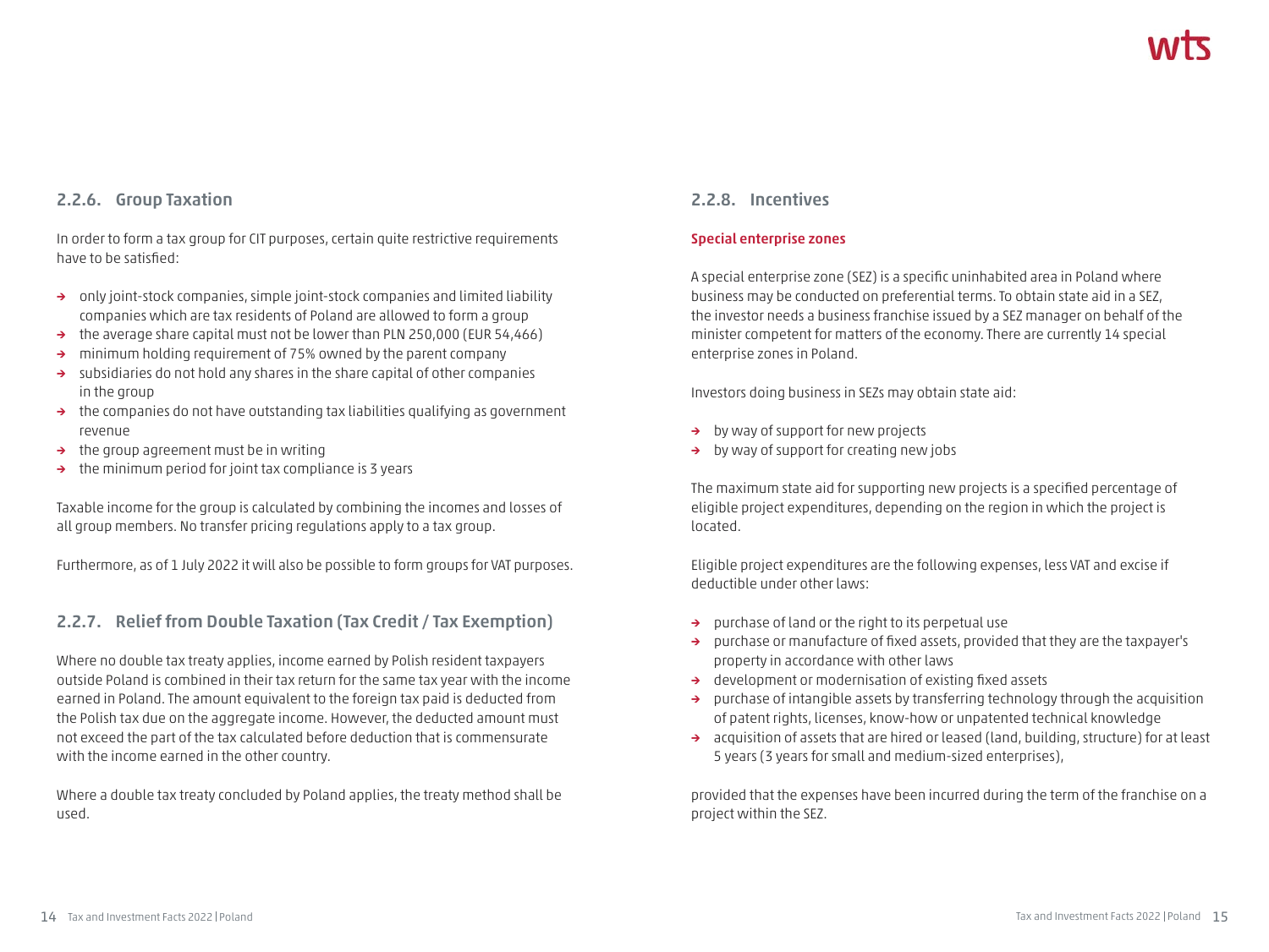### 2.2.6. Group Taxation

In order to form a tax group for CIT purposes, certain quite restrictive requirements have to be satisfied:

- only joint-stock companies, simple joint-stock companies and limited liability companies which are tax residents of Poland are allowed to form a group
- the average share capital must not be lower than PLN 250,000 (EUR 54,466)
- minimum holding requirement of 75% owned by the parent company
- subsidiaries do not hold any shares in the share capital of other companies in the group
- the companies do not have outstanding tax liabilities qualifying as government revenue
- the group agreement must be in writing
- the minimum period for joint tax compliance is 3 years

Taxable income for the group is calculated by combining the incomes and losses of all group members. No transfer pricing regulations apply to a tax group.

Furthermore, as of 1 July 2022 it will also be possible to form groups for VAT purposes.

### 2.2.7. Relief from Double Taxation (Tax Credit / Tax Exemption)

Where no double tax treaty applies, income earned by Polish resident taxpayers outside Poland is combined in their tax return for the same tax year with the income earned in Poland. The amount equivalent to the foreign tax paid is deducted from the Polish tax due on the aggregate income. However, the deducted amount must not exceed the part of the tax calculated before deduction that is commensurate with the income earned in the other country.

Where a double tax treaty concluded by Poland applies, the treaty method shall be used.

### 2.2.8. Incentives

**Special enterprise zones**

A special enterprise zone (SEZ) is a specific uninhabited area in Poland where business may be conducted on preferential terms. To obtain state aid in a SEZ, the investor needs a business franchise issued by a SEZ manager on behalf of the minister competent for matters of the economy. There are currently 14 special enterprise zones in Poland.

Investors doing business in SEZs may obtain state aid:

- by way of support for new projects
- by way of support for creating new jobs

The maximum state aid for supporting new projects is a specified percentage of eligible project expenditures, depending on the region in which the project is located.

Eligible project expenditures are the following expenses, less VAT and excise if deductible under other laws:

- purchase of land or the right to its perpetual use
- purchase or manufacture of fixed assets, provided that they are the taxpayer's property in accordance with other laws
- development or modernisation of existing fixed assets
- purchase of intangible assets by transferring technology through the acquisition of patent rights, licenses, know-how or unpatented technical knowledge
- acquisition of assets that are hired or leased (land, building, structure) for at least 5 years (3 years for small and medium-sized enterprises),

provided that the expenses have been incurred during the term of the franchise on a project within the SEZ.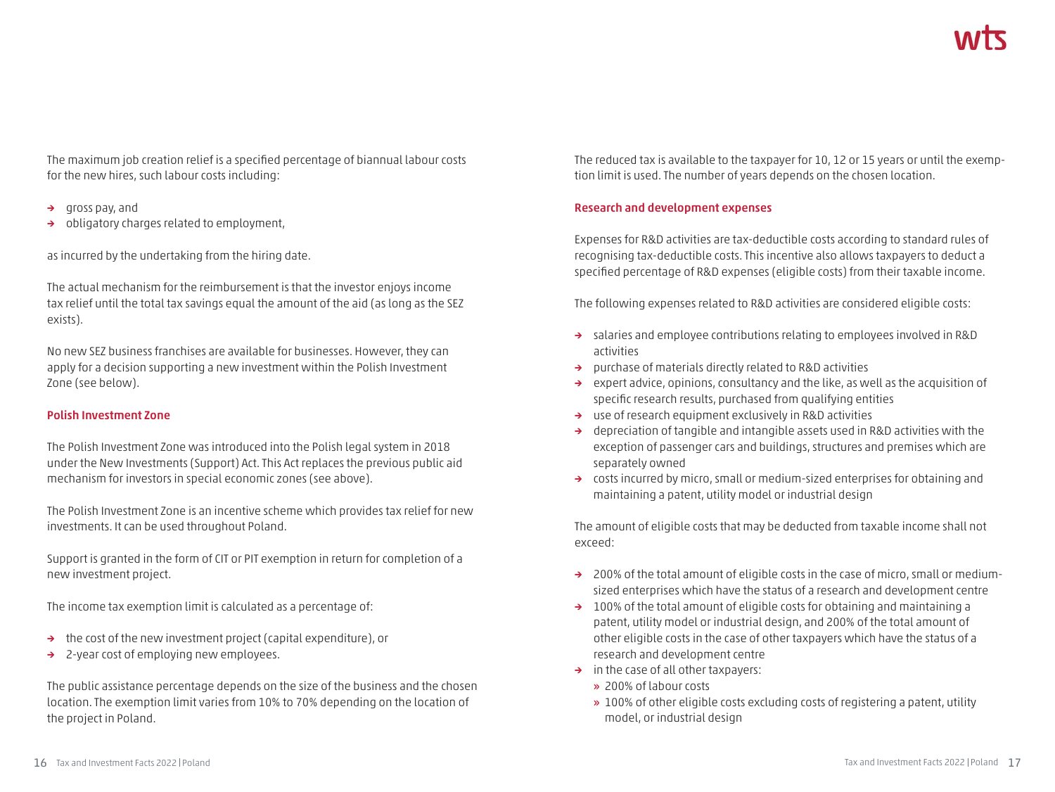The maximum job creation relief is a specified percentage of biannual labour costs for the new hires, such labour costs including:

- gross pay, and
- obligatory charges related to employment,

as incurred by the undertaking from the hiring date.

The actual mechanism for the reimbursement is that the investor enjoys income tax relief until the total tax savings equal the amount of the aid (as long as the SEZ exists).

No new SEZ business franchises are available for businesses. However, they can apply for a decision supporting a new investment within the Polish Investment Zone (see below).

#### Polish Investment Zone

The Polish Investment Zone was introduced into the Polish legal system in 2018 under the New Investments (Support) Act. This Act replaces the previous public aid mechanism for investors in special economic zones (see above).

The Polish Investment Zone is an incentive scheme which provides tax relief for new investments. It can be used throughout Poland.

Support is granted in the form of CIT or PIT exemption in return for completion of a new investment project.

The income tax exemption limit is calculated as a percentage of:

- the cost of the new investment project (capital expenditure), or
- 2-year cost of employing new employees.

The public assistance percentage depends on the size of the business and the chosen location. The exemption limit varies from 10% to 70% depending on the location of the project in Poland.

The reduced tax is available to the taxpayer for 10, 12 or 15 years or until the exemption limit is used. The number of years depends on the chosen location.

#### Research and development expenses

Expenses for R&D activities are tax-deductible costs according to standard rules of recognising tax-deductible costs. This incentive also allows taxpayers to deduct a specified percentage of R&D expenses (eligible costs) from their taxable income.

The following expenses related to R&D activities are considered eligible costs:

- salaries and employee contributions relating to employees involved in R&D activities
- purchase of materials directly related to R&D activities
- expert advice, opinions, consultancy and the like, as well as the acquisition of specific research results, purchased from qualifying entities
- use of research equipment exclusively in R&D activities
- depreciation of tangible and intangible assets used in R&D activities with the exception of passenger cars and buildings, structures and premises which are separately owned
- costs incurred by micro, small or medium-sized enterprises for obtaining and maintaining a patent, utility model or industrial design

The amount of eligible costs that may be deducted from taxable income shall not exceed:

- 200% of the total amount of eligible costs in the case of micro, small or medium-sized enterprises which have the status of a research and development centre
- 100% of the total amount of eligible costs for obtaining and maintaining a patent, utility model or industrial design, and 200% of the total amount of other eligible costs in the case of other taxpayers which have the status of a research and development centre
- in the case of all other taxpayers:
  - 200% of labour costs
  - 100% of other eligible costs excluding costs of registering a patent, utility model, or industrial design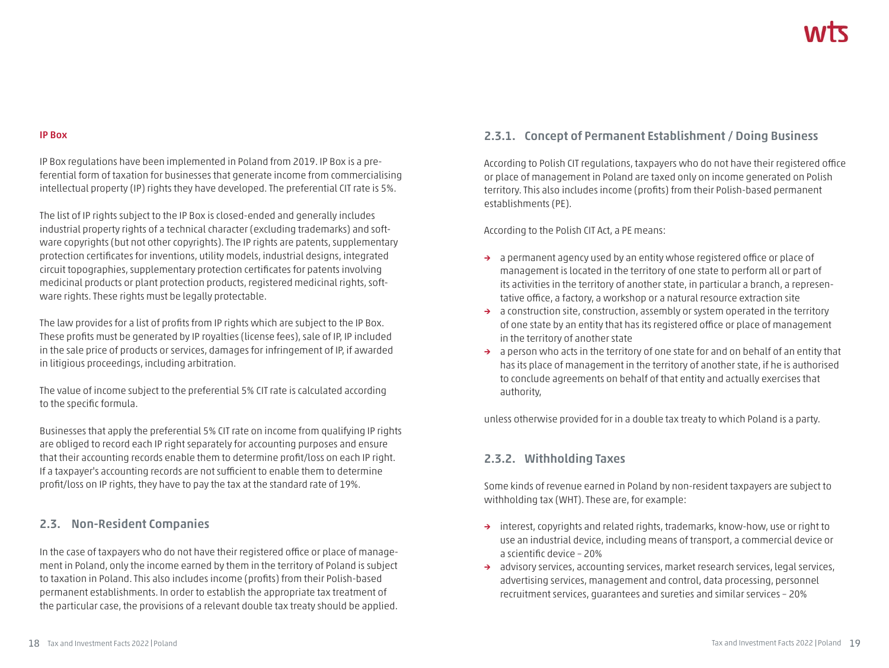#### IP Box

IP Box regulations have been implemented in Poland from 2019. IP Box is a preferential form of taxation for businesses that generate income from commercialising intellectual property (IP) rights they have developed. The preferential CIT rate is 5%.

The list of IP rights subject to the IP Box is closed-ended and generally includes industrial property rights of a technical character (excluding trademarks) and software copyrights (but not other copyrights). The IP rights are patents, supplementary protection certificates for inventions, utility models, industrial designs, integrated circuit topographies, supplementary protection certificates for patents involving medicinal products or plant protection products, registered medicinal rights, software rights. These rights must be legally protectable.

The law provides for a list of profits from IP rights which are subject to the IP Box. These profits must be generated by IP royalties (license fees), sale of IP, IP included in the sale price of products or services, damages for infringement of IP, if awarded in litigious proceedings, including arbitration.

The value of income subject to the preferential 5% CIT rate is calculated according to the specific formula.

Businesses that apply the preferential 5% CIT rate on income from qualifying IP rights are obliged to record each IP right separately for accounting purposes and ensure that their accounting records enable them to determine profit/loss on each IP right. If a taxpayer's accounting records are not sufficient to enable them to determine profit/loss on IP rights, they have to pay the tax at the standard rate of 19%.

## 2.3. Non-Resident Companies

In the case of taxpayers who do not have their registered office or place of management in Poland, only the income earned by them in the territory of Poland is subject to taxation in Poland. This also includes income (profits) from their Polish-based permanent establishments. In order to establish the appropriate tax treatment of the particular case, the provisions of a relevant double tax treaty should be applied.

### 2.3.1. Concept of Permanent Establishment / Doing Business

According to Polish CIT regulations, taxpayers who do not have their registered office or place of management in Poland are taxed only on income generated on Polish territory. This also includes income (profits) from their Polish-based permanent establishments (PE).

According to the Polish CIT Act, a PE means:

- a permanent agency used by an entity whose registered office or place of management is located in the territory of one state to perform all or part of its activities in the territory of another state, in particular a branch, a representative office, a factory, a workshop or a natural resource extraction site
- a construction site, construction, assembly or system operated in the territory of one state by an entity that has its registered office or place of management in the territory of another state
- a person who acts in the territory of one state for and on behalf of an entity that has its place of management in the territory of another state, if he is authorised to conclude agreements on behalf of that entity and actually exercises that authority,

unless otherwise provided for in a double tax treaty to which Poland is a party.

### 2.3.2. Withholding Taxes

Some kinds of revenue earned in Poland by non-resident taxpayers are subject to withholding tax (WHT). These are, for example:

- interest, copyrights and related rights, trademarks, know-how, use or right to use an industrial device, including means of transport, a commercial device or a scientific device – 20%
- advisory services, accounting services, market research services, legal services, advertising services, management and control, data processing, personnel recruitment services, guarantees and sureties and similar services – 20%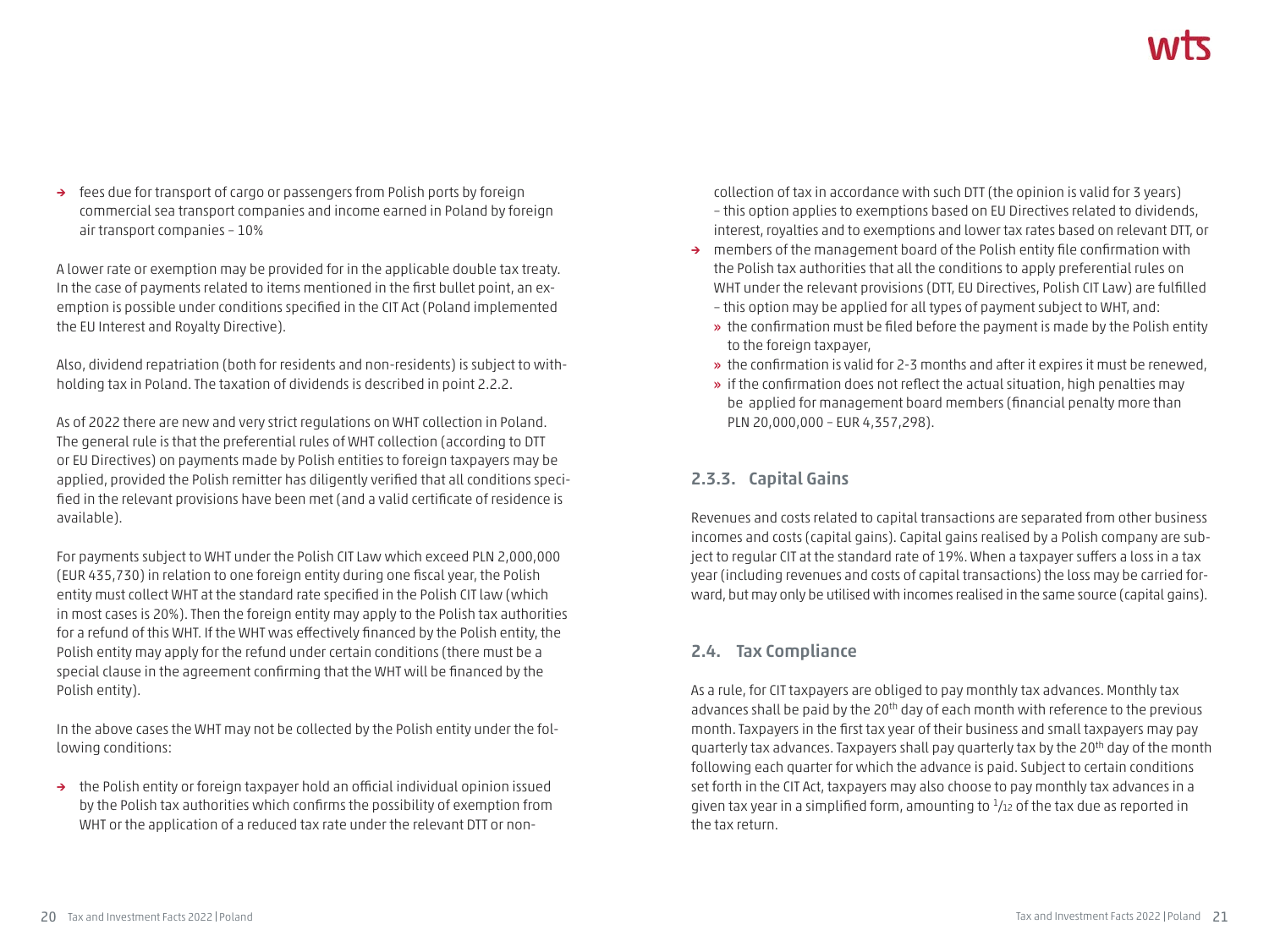- fees due for transport of cargo or passengers from Polish ports by foreign commercial sea transport companies and income earned in Poland by foreign air transport companies – 10%

A lower rate or exemption may be provided for in the applicable double tax treaty. In the case of payments related to items mentioned in the first bullet point, an exemption is possible under conditions specified in the CIT Act (Poland implemented the EU Interest and Royalty Directive).

Also, dividend repatriation (both for residents and non-residents) is subject to withholding tax in Poland. The taxation of dividends is described in point 2.2.2.

As of 2022 there are new and very strict regulations on WHT collection in Poland. The general rule is that the preferential rules of WHT collection (according to DTT or EU Directives) on payments made by Polish entities to foreign taxpayers may be applied, provided the Polish remitter has diligently verified that all conditions specified in the relevant provisions have been met (and a valid certificate of residence is available).

For payments subject to WHT under the Polish CIT Law which exceed PLN 2,000,000 (EUR 435,730) in relation to one foreign entity during one fiscal year, the Polish entity must collect WHT at the standard rate specified in the Polish CIT law (which in most cases is 20%). Then the foreign entity may apply to the Polish tax authorities for a refund of this WHT. If the WHT was effectively financed by the Polish entity, the Polish entity may apply for the refund under certain conditions (there must be a special clause in the agreement confirming that the WHT will be financed by the Polish entity).

In the above cases the WHT may not be collected by the Polish entity under the following conditions:

- the Polish entity or foreign taxpayer hold an official individual opinion issued by the Polish tax authorities which confirms the possibility of exemption from WHT or the application of a reduced tax rate under the relevant DTT or non-collection of tax in accordance with such DTT (the opinion is valid for 3 years) – this option applies to exemptions based on EU Directives related to dividends, interest, royalties and to exemptions and lower tax rates based on relevant DTT, or
- members of the management board of the Polish entity file confirmation with the Polish tax authorities that all the conditions to apply preferential rules on WHT under the relevant provisions (DTT, EU Directives, Polish CIT Law) are fulfilled – this option may be applied for all types of payment subject to WHT, and:
  - the confirmation must be filed before the payment is made by the Polish entity to the foreign taxpayer,
  - the confirmation is valid for 2-3 months and after it expires it must be renewed,
  - if the confirmation does not reflect the actual situation, high penalties may be applied for management board members (financial penalty more than PLN 20,000,000 – EUR 4,357,298).

### 2.3.3. Capital Gains

Revenues and costs related to capital transactions are separated from other business incomes and costs (capital gains). Capital gains realised by a Polish company are subject to regular CIT at the standard rate of 19%. When a taxpayer suffers a loss in a tax year (including revenues and costs of capital transactions) the loss may be carried forward, but may only be utilised with incomes realised in the same source (capital gains).

## 2.4. Tax Compliance

As a rule, for CIT taxpayers are obliged to pay monthly tax advances. Monthly tax advances shall be paid by the 20th day of each month with reference to the previous month. Taxpayers in the first tax year of their business and small taxpayers may pay quarterly tax advances. Taxpayers shall pay quarterly tax by the 20th day of the month following each quarter for which the advance is paid. Subject to certain conditions set forth in the CIT Act, taxpayers may also choose to pay monthly tax advances in a given tax year in a simplified form, amounting to $^{1}/_{12}$ of the tax due as reported in the tax return.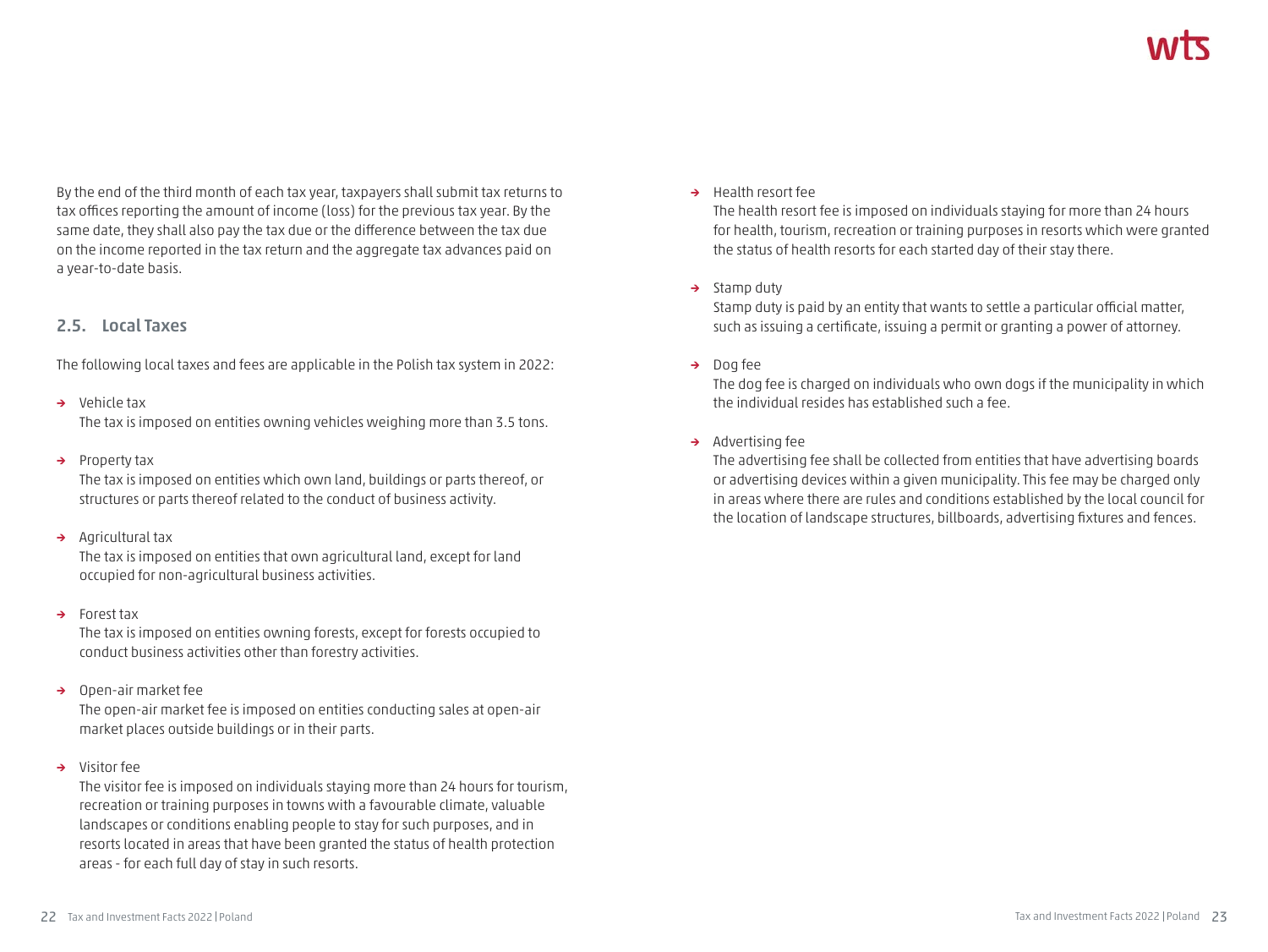By the end of the third month of each tax year, taxpayers shall submit tax returns to tax offices reporting the amount of income (loss) for the previous tax year. By the same date, they shall also pay the tax due or the difference between the tax due on the income reported in the tax return and the aggregate tax advances paid on a year-to-date basis.

### 2.5. Local Taxes

The following local taxes and fees are applicable in the Polish tax system in 2022:

- Vehicle tax
  The tax is imposed on entities owning vehicles weighing more than 3.5 tons.

- Property tax
  The tax is imposed on entities which own land, buildings or parts thereof, or structures or parts thereof related to the conduct of business activity.

- Agricultural tax
  The tax is imposed on entities that own agricultural land, except for land occupied for non-agricultural business activities.

- Forest tax
  The tax is imposed on entities owning forests, except for forests occupied to conduct business activities other than forestry activities.

- Open-air market fee
  The open-air market fee is imposed on entities conducting sales at open-air market places outside buildings or in their parts.

- Visitor fee
  The visitor fee is imposed on individuals staying more than 24 hours for tourism, recreation or training purposes in towns with a favourable climate, valuable landscapes or conditions enabling people to stay for such purposes, and in resorts located in areas that have been granted the status of health protection areas - for each full day of stay in such resorts.

- Health resort fee
  The health resort fee is imposed on individuals staying for more than 24 hours for health, tourism, recreation or training purposes in resorts which were granted the status of health resorts for each started day of their stay there.

- Stamp duty
  Stamp duty is paid by an entity that wants to settle a particular official matter, such as issuing a certificate, issuing a permit or granting a power of attorney.

- Dog fee
  The dog fee is charged on individuals who own dogs if the municipality in which the individual resides has established such a fee.

- Advertising fee
  The advertising fee shall be collected from entities that have advertising boards or advertising devices within a given municipality. This fee may be charged only in areas where there are rules and conditions established by the local council for the location of landscape structures, billboards, advertising fixtures and fences.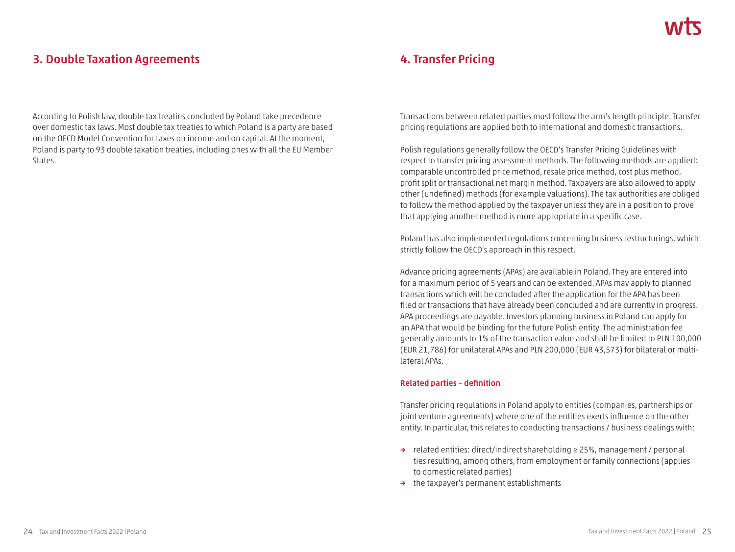## 3. Double Taxation Agreements

According to Polish law, double tax treaties concluded by Poland take precedence over domestic tax laws. Most double tax treaties to which Poland is a party are based on the OECD Model Convention for taxes on income and on capital. At the moment, Poland is party to 93 double taxation treaties, including ones with all the EU Member States.

## 4. Transfer Pricing

Transactions between related parties must follow the arm's length principle. Transfer pricing regulations are applied both to international and domestic transactions.

Polish regulations generally follow the OECD's Transfer Pricing Guidelines with respect to transfer pricing assessment methods. The following methods are applied: comparable uncontrolled price method, resale price method, cost plus method, profit split or transactional net margin method. Taxpayers are also allowed to apply other (undefined) methods (for example valuations). The tax authorities are obliged to follow the method applied by the taxpayer unless they are in a position to prove that applying another method is more appropriate in a specific case.

Poland has also implemented regulations concerning business restructurings, which strictly follow the OECD's approach in this respect.

Advance pricing agreements (APAs) are available in Poland. They are entered into for a maximum period of 5 years and can be extended. APAs may apply to planned transactions which will be concluded after the application for the APA has been filed or transactions that have already been concluded and are currently in progress. APA proceedings are payable. Investors planning business in Poland can apply for an APA that would be binding for the future Polish entity. The administration fee generally amounts to 1% of the transaction value and shall be limited to PLN 100,000 (EUR 21,786) for unilateral APAs and PLN 200,000 (EUR 43,573) for bilateral or multilateral APAs.

### Related parties – definition

Transfer pricing regulations in Poland apply to entities (companies, partnerships or joint venture agreements) where one of the entities exerts influence on the other entity. In particular, this relates to conducting transactions / business dealings with:

- related entities: direct/indirect shareholding ≥ 25%, management / personal ties resulting, among others, from employment or family connections (applies to domestic related parties)
- the taxpayer's permanent establishments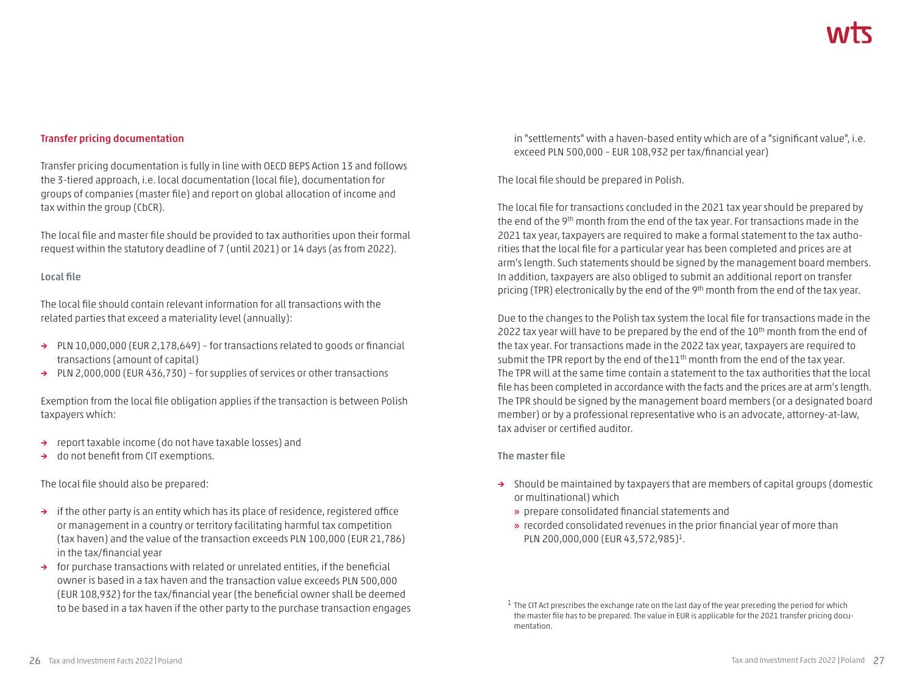## Transfer pricing documentation

Transfer pricing documentation is fully in line with OECD BEPS Action 13 and follows the 3-tiered approach, i.e. local documentation (local file), documentation for groups of companies (master file) and report on global allocation of income and tax within the group (CbCR).

The local file and master file should be provided to tax authorities upon their formal request within the statutory deadline of 7 (until 2021) or 14 days (as from 2022).

### Local file

The local file should contain relevant information for all transactions with the related parties that exceed a materiality level (annually):

- PLN 10,000,000 (EUR 2,178,649) – for transactions related to goods or financial transactions (amount of capital)
- PLN 2,000,000 (EUR 436,730) – for supplies of services or other transactions

Exemption from the local file obligation applies if the transaction is between Polish taxpayers which:

- report taxable income (do not have taxable losses) and
- do not benefit from CIT exemptions.

The local file should also be prepared:

- if the other party is an entity which has its place of residence, registered office or management in a country or territory facilitating harmful tax competition (tax haven) and the value of the transaction exceeds PLN 100,000 (EUR 21,786) in the tax/financial year
- for purchase transactions with related or unrelated entities, if the beneficial owner is based in a tax haven and the transaction value exceeds PLN 500,000 (EUR 108,932) for the tax/financial year (the beneficial owner shall be deemed to be based in a tax haven if the other party to the purchase transaction engages in "settlements" with a haven-based entity which are of a "significant value", i.e. exceed PLN 500,000 – EUR 108,932 per tax/financial year)

The local file should be prepared in Polish.

The local file for transactions concluded in the 2021 tax year should be prepared by the end of the 9th month from the end of the tax year. For transactions made in the 2021 tax year, taxpayers are required to make a formal statement to the tax authorities that the local file for a particular year has been completed and prices are at arm's length. Such statements should be signed by the management board members. In addition, taxpayers are also obliged to submit an additional report on transfer pricing (TPR) electronically by the end of the 9th month from the end of the tax year.

Due to the changes to the Polish tax system the local file for transactions made in the 2022 tax year will have to be prepared by the end of the 10th month from the end of the tax year. For transactions made in the 2022 tax year, taxpayers are required to submit the TPR report by the end of the11th month from the end of the tax year. The TPR will at the same time contain a statement to the tax authorities that the local file has been completed in accordance with the facts and the prices are at arm's length. The TPR should be signed by the management board members (or a designated board member) or by a professional representative who is an advocate, attorney-at-law, tax adviser or certified auditor.

### The master file

- Should be maintained by taxpayers that are members of capital groups (domestic or multinational) which
  - prepare consolidated financial statements and
  - recorded consolidated revenues in the prior financial year of more than PLN 200,000,000 (EUR 43,572,985)[1].

[1] The CIT Act prescribes the exchange rate on the last day of the year preceding the period for which the master file has to be prepared. The value in EUR is applicable for the 2021 transfer pricing documentation.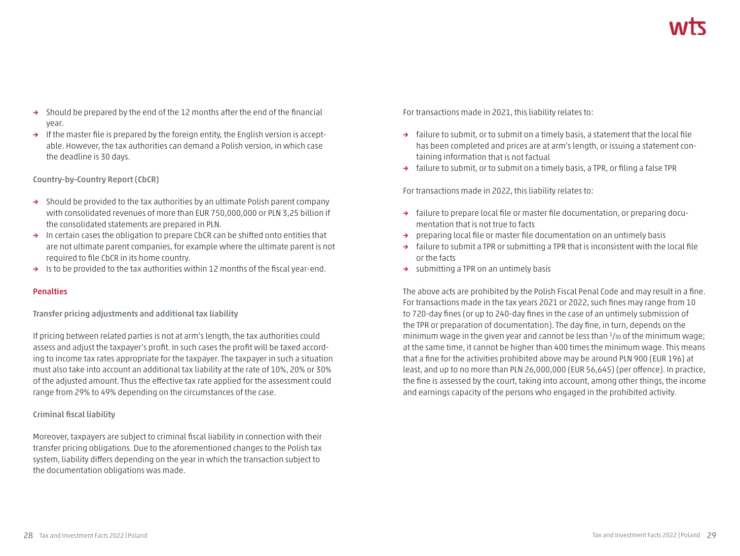- Should be prepared by the end of the 12 months after the end of the financial year.
- If the master file is prepared by the foreign entity, the English version is acceptable. However, the tax authorities can demand a Polish version, in which case the deadline is 30 days.

### Country-by-Country Report (CbCR)

- Should be provided to the tax authorities by an ultimate Polish parent company with consolidated revenues of more than EUR 750,000,000 or PLN 3,25 billion if the consolidated statements are prepared in PLN.
- In certain cases the obligation to prepare CbCR can be shifted onto entities that are not ultimate parent companies, for example where the ultimate parent is not required to file CbCR in its home country.
- Is to be provided to the tax authorities within 12 months of the fiscal year-end.

## Penalties

### Transfer pricing adjustments and additional tax liability

If pricing between related parties is not at arm's length, the tax authorities could assess and adjust the taxpayer's profit. In such cases the profit will be taxed according to income tax rates appropriate for the taxpayer. The taxpayer in such a situation must also take into account an additional tax liability at the rate of 10%, 20% or 30% of the adjusted amount. Thus the effective tax rate applied for the assessment could range from 29% to 49% depending on the circumstances of the case.

### Criminal fiscal liability

Moreover, taxpayers are subject to criminal fiscal liability in connection with their transfer pricing obligations. Due to the aforementioned changes to the Polish tax system, liability differs depending on the year in which the transaction subject to the documentation obligations was made.

For transactions made in 2021, this liability relates to:

- failure to submit, or to submit on a timely basis, a statement that the local file has been completed and prices are at arm's length, or issuing a statement containing information that is not factual
- failure to submit, or to submit on a timely basis, a TPR, or filing a false TPR

For transactions made in 2022, this liability relates to:

- failure to prepare local file or master file documentation, or preparing documentation that is not true to facts
- preparing local file or master file documentation on an untimely basis
- failure to submit a TPR or submitting a TPR that is inconsistent with the local file or the facts
- submitting a TPR on an untimely basis

The above acts are prohibited by the Polish Fiscal Penal Code and may result in a fine. For transactions made in the tax years 2021 or 2022, such fines may range from 10 to 720-day fines (or up to 240-day fines in the case of an untimely submission of the TPR or preparation of documentation). The day fine, in turn, depends on the minimum wage in the given year and cannot be less than 1/30 of the minimum wage; at the same time, it cannot be higher than 400 times the minimum wage. This means that a fine for the activities prohibited above may be around PLN 900 (EUR 196) at least, and up to no more than PLN 26,000,000 (EUR 56,645) (per offence). In practice, the fine is assessed by the court, taking into account, among other things, the income and earnings capacity of the persons who engaged in the prohibited activity.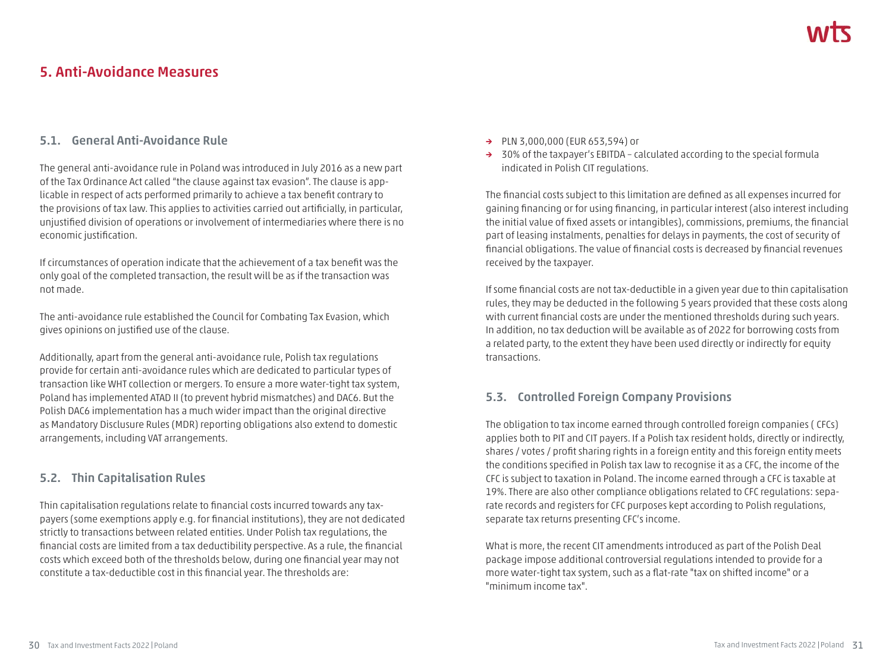# 5. Anti-Avoidance Measures

## 5.1. General Anti-Avoidance Rule

The general anti-avoidance rule in Poland was introduced in July 2016 as a new part of the Tax Ordinance Act called "the clause against tax evasion". The clause is applicable in respect of acts performed primarily to achieve a tax benefit contrary to the provisions of tax law. This applies to activities carried out artificially, in particular, unjustified division of operations or involvement of intermediaries where there is no economic justification.

If circumstances of operation indicate that the achievement of a tax benefit was the only goal of the completed transaction, the result will be as if the transaction was not made.

The anti-avoidance rule established the Council for Combating Tax Evasion, which gives opinions on justified use of the clause.

Additionally, apart from the general anti-avoidance rule, Polish tax regulations provide for certain anti-avoidance rules which are dedicated to particular types of transaction like WHT collection or mergers. To ensure a more water-tight tax system, Poland has implemented ATAD II (to prevent hybrid mismatches) and DAC6. But the Polish DAC6 implementation has a much wider impact than the original directive as Mandatory Disclusure Rules (MDR) reporting obligations also extend to domestic arrangements, including VAT arrangements.

## 5.2. Thin Capitalisation Rules

Thin capitalisation regulations relate to financial costs incurred towards any taxpayers (some exemptions apply e.g. for financial institutions), they are not dedicated strictly to transactions between related entities. Under Polish tax regulations, the financial costs are limited from a tax deductibility perspective. As a rule, the financial costs which exceed both of the thresholds below, during one financial year may not constitute a tax-deductible cost in this financial year. The thresholds are:

- PLN 3,000,000 (EUR 653,594) or
- 30% of the taxpayer's EBITDA – calculated according to the special formula indicated in Polish CIT regulations.

The financial costs subject to this limitation are defined as all expenses incurred for gaining financing or for using financing, in particular interest (also interest including the initial value of fixed assets or intangibles), commissions, premiums, the financial part of leasing instalments, penalties for delays in payments, the cost of security of financial obligations. The value of financial costs is decreased by financial revenues received by the taxpayer.

If some financial costs are not tax-deductible in a given year due to thin capitalisation rules, they may be deducted in the following 5 years provided that these costs along with current financial costs are under the mentioned thresholds during such years. In addition, no tax deduction will be available as of 2022 for borrowing costs from a related party, to the extent they have been used directly or indirectly for equity transactions.

## 5.3. Controlled Foreign Company Provisions

The obligation to tax income earned through controlled foreign companies ( CFCs) applies both to PIT and CIT payers. If a Polish tax resident holds, directly or indirectly, shares / votes / profit sharing rights in a foreign entity and this foreign entity meets the conditions specified in Polish tax law to recognise it as a CFC, the income of the CFC is subject to taxation in Poland. The income earned through a CFC is taxable at 19%. There are also other compliance obligations related to CFC regulations: separate records and registers for CFC purposes kept according to Polish regulations, separate tax returns presenting CFC's income.

What is more, the recent CIT amendments introduced as part of the Polish Deal package impose additional controversial regulations intended to provide for a more water-tight tax system, such as a flat-rate "tax on shifted income" or a "minimum income tax".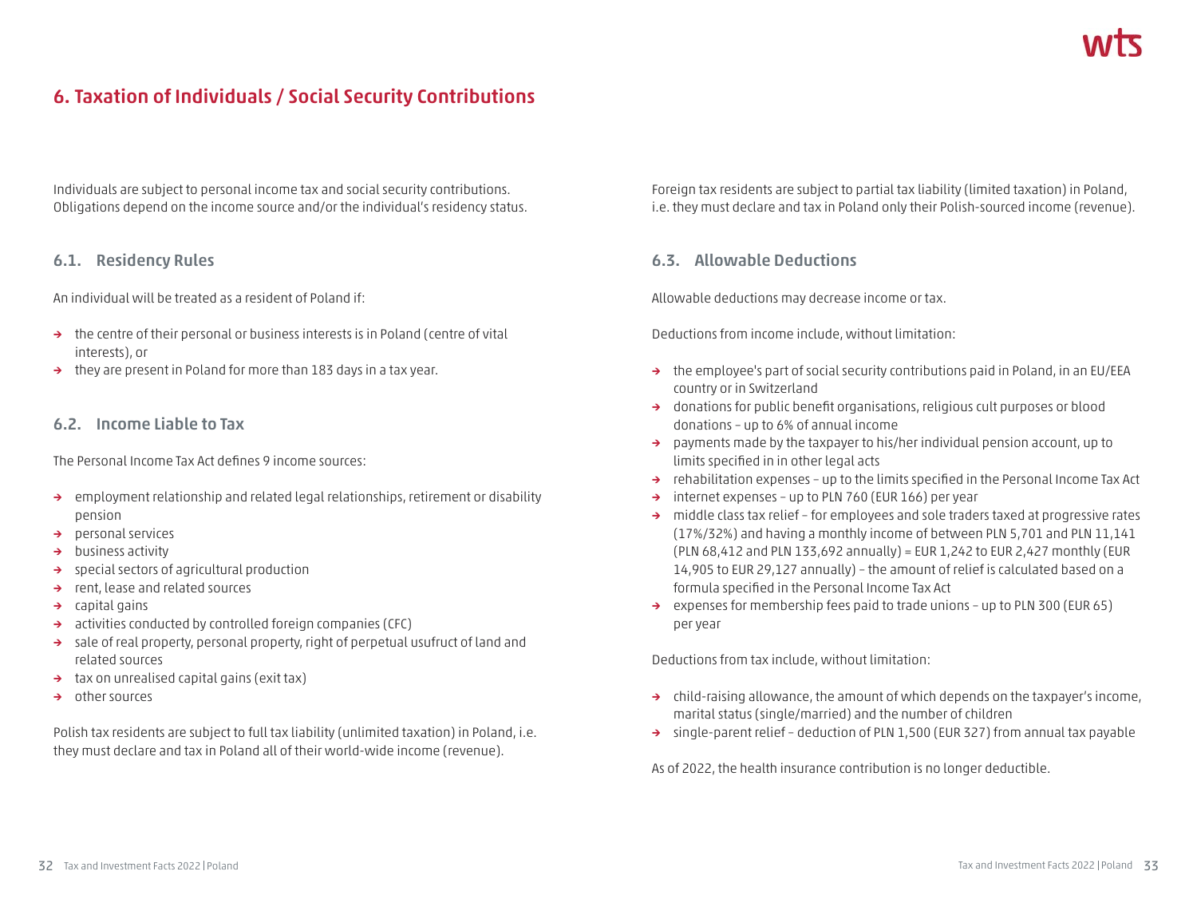# 6. Taxation of Individuals / Social Security Contributions

Individuals are subject to personal income tax and social security contributions. Obligations depend on the income source and/or the individual's residency status.

## 6.1. Residency Rules

An individual will be treated as a resident of Poland if:

- the centre of their personal or business interests is in Poland (centre of vital interests), or
- they are present in Poland for more than 183 days in a tax year.

## 6.2. Income Liable to Tax

The Personal Income Tax Act defines 9 income sources:

- employment relationship and related legal relationships, retirement or disability pension
- personal services
- business activity
- special sectors of agricultural production
- rent, lease and related sources
- capital gains
- activities conducted by controlled foreign companies (CFC)
- sale of real property, personal property, right of perpetual usufruct of land and related sources
- tax on unrealised capital gains (exit tax)
- other sources

Polish tax residents are subject to full tax liability (unlimited taxation) in Poland, i.e. they must declare and tax in Poland all of their world-wide income (revenue).

Foreign tax residents are subject to partial tax liability (limited taxation) in Poland, i.e. they must declare and tax in Poland only their Polish-sourced income (revenue).

## 6.3. Allowable Deductions

Allowable deductions may decrease income or tax.

Deductions from income include, without limitation:

- the employee's part of social security contributions paid in Poland, in an EU/EEA country or in Switzerland
- donations for public benefit organisations, religious cult purposes or blood donations – up to 6% of annual income
- payments made by the taxpayer to his/her individual pension account, up to limits specified in in other legal acts
- rehabilitation expenses – up to the limits specified in the Personal Income Tax Act
- internet expenses – up to PLN 760 (EUR 166) per year
- middle class tax relief – for employees and sole traders taxed at progressive rates (17%/32%) and having a monthly income of between PLN 5,701 and PLN 11,141 (PLN 68,412 and PLN 133,692 annually) = EUR 1,242 to EUR 2,427 monthly (EUR 14,905 to EUR 29,127 annually) – the amount of relief is calculated based on a formula specified in the Personal Income Tax Act
- expenses for membership fees paid to trade unions – up to PLN 300 (EUR 65) per year

Deductions from tax include, without limitation:

- child-raising allowance, the amount of which depends on the taxpayer's income, marital status (single/married) and the number of children
- single-parent relief – deduction of PLN 1,500 (EUR 327) from annual tax payable

As of 2022, the health insurance contribution is no longer deductible.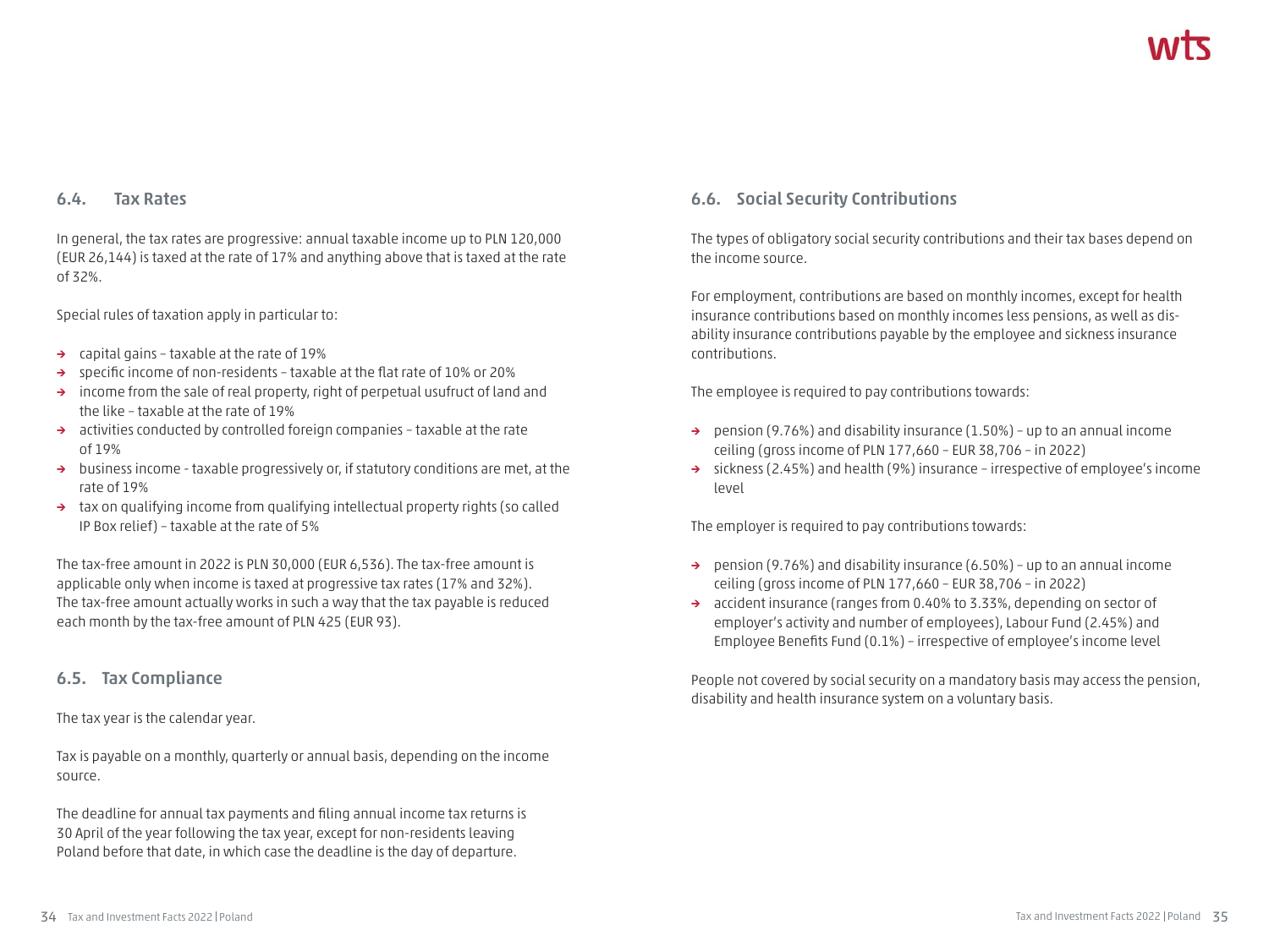## 6.4. Tax Rates

In general, the tax rates are progressive: annual taxable income up to PLN 120,000 (EUR 26,144) is taxed at the rate of 17% and anything above that is taxed at the rate of 32%.

Special rules of taxation apply in particular to:

- capital gains – taxable at the rate of 19%
- specific income of non-residents – taxable at the flat rate of 10% or 20%
- income from the sale of real property, right of perpetual usufruct of land and the like – taxable at the rate of 19%
- activities conducted by controlled foreign companies – taxable at the rate of 19%
- business income - taxable progressively or, if statutory conditions are met, at the rate of 19%
- tax on qualifying income from qualifying intellectual property rights (so called IP Box relief) – taxable at the rate of 5%

The tax-free amount in 2022 is PLN 30,000 (EUR 6,536). The tax-free amount is applicable only when income is taxed at progressive tax rates (17% and 32%). The tax-free amount actually works in such a way that the tax payable is reduced each month by the tax-free amount of PLN 425 (EUR 93).

## 6.5. Tax Compliance

The tax year is the calendar year.

Tax is payable on a monthly, quarterly or annual basis, depending on the income source.

The deadline for annual tax payments and filing annual income tax returns is 30 April of the year following the tax year, except for non-residents leaving Poland before that date, in which case the deadline is the day of departure.

## 6.6. Social Security Contributions

The types of obligatory social security contributions and their tax bases depend on the income source.

For employment, contributions are based on monthly incomes, except for health insurance contributions based on monthly incomes less pensions, as well as disability insurance contributions payable by the employee and sickness insurance contributions.

The employee is required to pay contributions towards:

- pension (9.76%) and disability insurance (1.50%) – up to an annual income ceiling (gross income of PLN 177,660 – EUR 38,706 – in 2022)
- sickness (2.45%) and health (9%) insurance – irrespective of employee's income level

The employer is required to pay contributions towards:

- pension (9.76%) and disability insurance (6.50%) – up to an annual income ceiling (gross income of PLN 177,660 – EUR 38,706 – in 2022)
- accident insurance (ranges from 0.40% to 3.33%, depending on sector of employer's activity and number of employees), Labour Fund (2.45%) and Employee Benefits Fund (0.1%) – irrespective of employee's income level

People not covered by social security on a mandatory basis may access the pension, disability and health insurance system on a voluntary basis.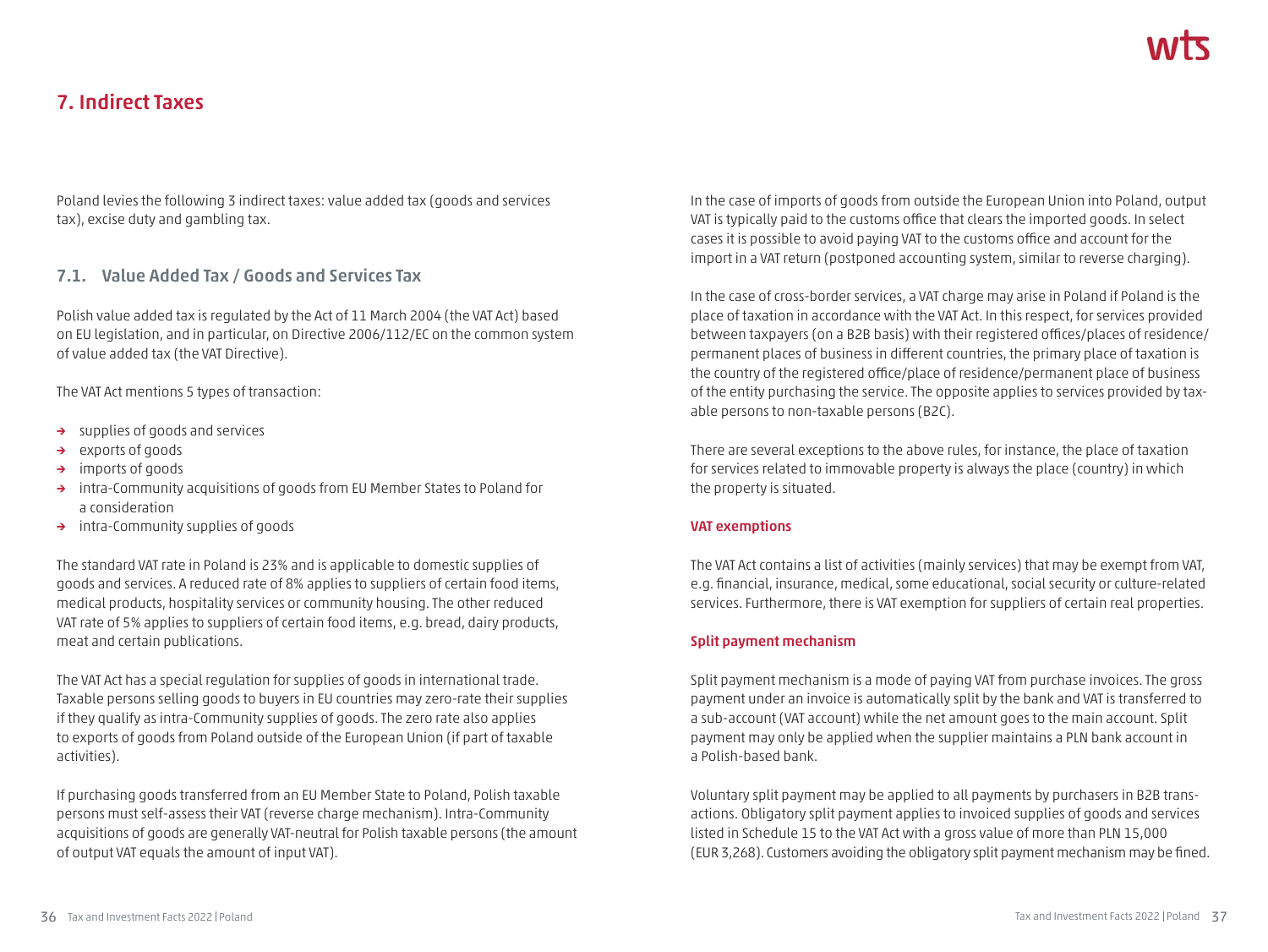# 7. Indirect Taxes

Poland levies the following 3 indirect taxes: value added tax (goods and services tax), excise duty and gambling tax.

## 7.1. Value Added Tax / Goods and Services Tax

Polish value added tax is regulated by the Act of 11 March 2004 (the VAT Act) based on EU legislation, and in particular, on Directive 2006/112/EC on the common system of value added tax (the VAT Directive).

The VAT Act mentions 5 types of transaction:

- supplies of goods and services
- exports of goods
- imports of goods
- intra-Community acquisitions of goods from EU Member States to Poland for a consideration
- intra-Community supplies of goods

The standard VAT rate in Poland is 23% and is applicable to domestic supplies of goods and services. A reduced rate of 8% applies to suppliers of certain food items, medical products, hospitality services or community housing. The other reduced VAT rate of 5% applies to suppliers of certain food items, e.g. bread, dairy products, meat and certain publications.

The VAT Act has a special regulation for supplies of goods in international trade. Taxable persons selling goods to buyers in EU countries may zero-rate their supplies if they qualify as intra-Community supplies of goods. The zero rate also applies to exports of goods from Poland outside of the European Union (if part of taxable activities).

If purchasing goods transferred from an EU Member State to Poland, Polish taxable persons must self-assess their VAT (reverse charge mechanism). Intra-Community acquisitions of goods are generally VAT-neutral for Polish taxable persons (the amount of output VAT equals the amount of input VAT).

In the case of imports of goods from outside the European Union into Poland, output VAT is typically paid to the customs office that clears the imported goods. In select cases it is possible to avoid paying VAT to the customs office and account for the import in a VAT return (postponed accounting system, similar to reverse charging).

In the case of cross-border services, a VAT charge may arise in Poland if Poland is the place of taxation in accordance with the VAT Act. In this respect, for services provided between taxpayers (on a B2B basis) with their registered offices/places of residence/permanent places of business in different countries, the primary place of taxation is the country of the registered office/place of residence/permanent place of business of the entity purchasing the service. The opposite applies to services provided by taxable persons to non-taxable persons (B2C).

There are several exceptions to the above rules, for instance, the place of taxation for services related to immovable property is always the place (country) in which the property is situated.

### VAT exemptions

The VAT Act contains a list of activities (mainly services) that may be exempt from VAT, e.g. financial, insurance, medical, some educational, social security or culture-related services. Furthermore, there is VAT exemption for suppliers of certain real properties.

### Split payment mechanism

Split payment mechanism is a mode of paying VAT from purchase invoices. The gross payment under an invoice is automatically split by the bank and VAT is transferred to a sub-account (VAT account) while the net amount goes to the main account. Split payment may only be applied when the supplier maintains a PLN bank account in a Polish-based bank.

Voluntary split payment may be applied to all payments by purchasers in B2B transactions. Obligatory split payment applies to invoiced supplies of goods and services listed in Schedule 15 to the VAT Act with a gross value of more than PLN 15,000 (EUR 3,268). Customers avoiding the obligatory split payment mechanism may be fined.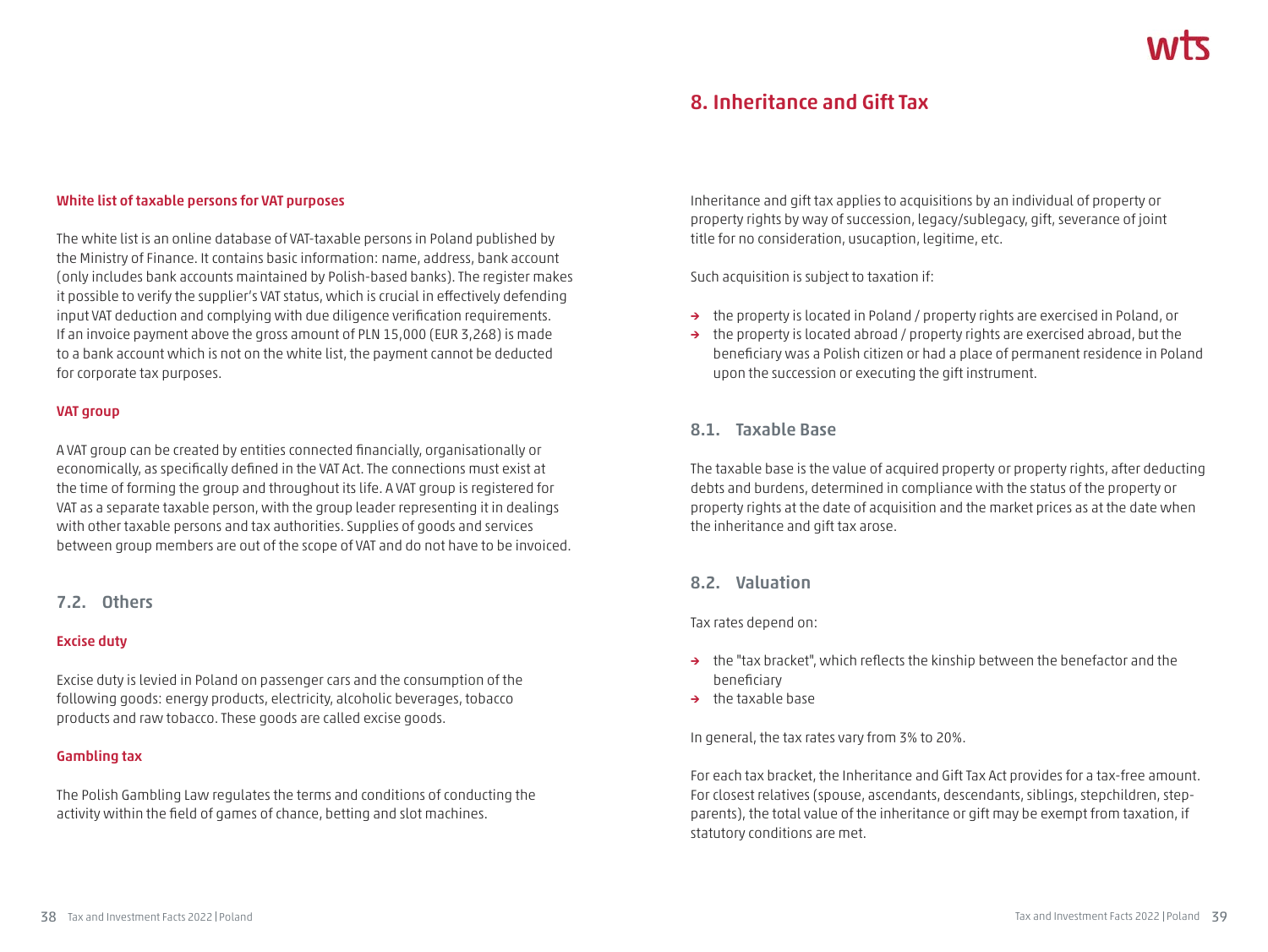### White list of taxable persons for VAT purposes

The white list is an online database of VAT-taxable persons in Poland published by the Ministry of Finance. It contains basic information: name, address, bank account (only includes bank accounts maintained by Polish-based banks). The register makes it possible to verify the supplier's VAT status, which is crucial in effectively defending input VAT deduction and complying with due diligence verification requirements. If an invoice payment above the gross amount of PLN 15,000 (EUR 3,268) is made to a bank account which is not on the white list, the payment cannot be deducted for corporate tax purposes.

### VAT group

A VAT group can be created by entities connected financially, organisationally or economically, as specifically defined in the VAT Act. The connections must exist at the time of forming the group and throughout its life. A VAT group is registered for VAT as a separate taxable person, with the group leader representing it in dealings with other taxable persons and tax authorities. Supplies of goods and services between group members are out of the scope of VAT and do not have to be invoiced.

## 7.2. Others

### Excise duty

Excise duty is levied in Poland on passenger cars and the consumption of the following goods: energy products, electricity, alcoholic beverages, tobacco products and raw tobacco. These goods are called excise goods.

### Gambling tax

The Polish Gambling Law regulates the terms and conditions of conducting the activity within the field of games of chance, betting and slot machines.

# 8. Inheritance and Gift Tax

Inheritance and gift tax applies to acquisitions by an individual of property or property rights by way of succession, legacy/sublegacy, gift, severance of joint title for no consideration, usucaption, legitime, etc.

Such acquisition is subject to taxation if:

- the property is located in Poland / property rights are exercised in Poland, or
- the property is located abroad / property rights are exercised abroad, but the beneficiary was a Polish citizen or had a place of permanent residence in Poland upon the succession or executing the gift instrument.

## 8.1. Taxable Base

The taxable base is the value of acquired property or property rights, after deducting debts and burdens, determined in compliance with the status of the property or property rights at the date of acquisition and the market prices as at the date when the inheritance and gift tax arose.

## 8.2. Valuation

Tax rates depend on:

- the "tax bracket", which reflects the kinship between the benefactor and the beneficiary
- the taxable base

In general, the tax rates vary from 3% to 20%.

For each tax bracket, the Inheritance and Gift Tax Act provides for a tax-free amount. For closest relatives (spouse, ascendants, descendants, siblings, stepchildren, step-parents), the total value of the inheritance or gift may be exempt from taxation, if statutory conditions are met.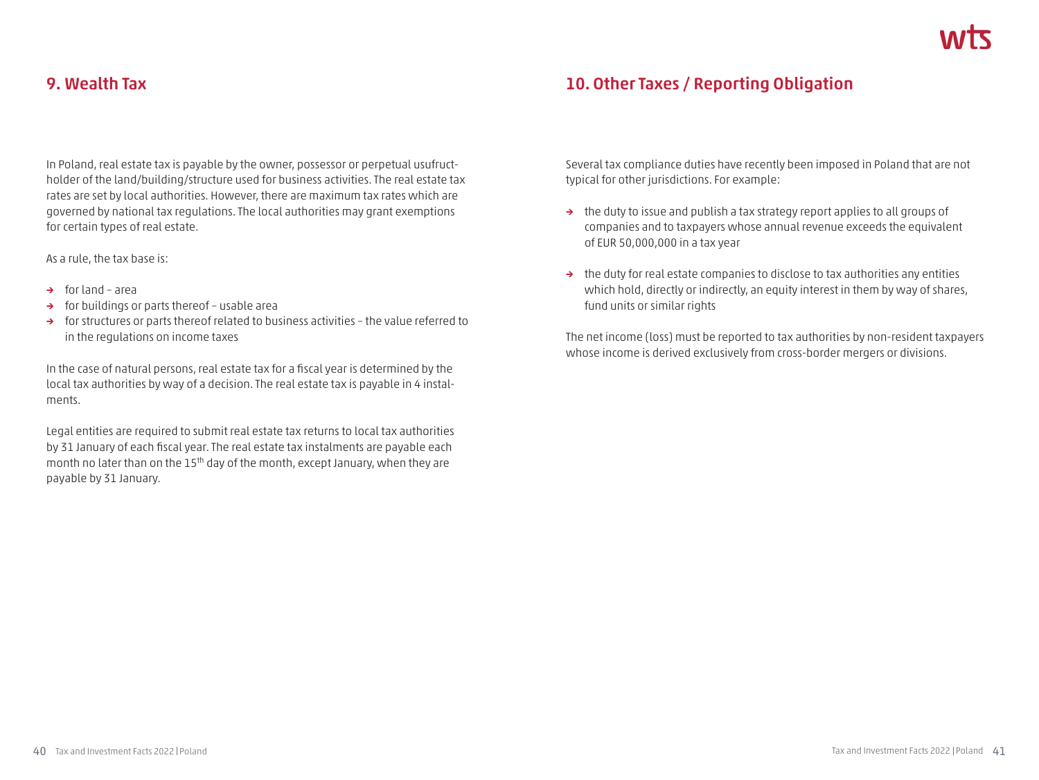## 9. Wealth Tax

In Poland, real estate tax is payable by the owner, possessor or perpetual usufruct-holder of the land/building/structure used for business activities. The real estate tax rates are set by local authorities. However, there are maximum tax rates which are governed by national tax regulations. The local authorities may grant exemptions for certain types of real estate.

As a rule, the tax base is:

- for land – area
- for buildings or parts thereof – usable area
- for structures or parts thereof related to business activities – the value referred to in the regulations on income taxes

In the case of natural persons, real estate tax for a fiscal year is determined by the local tax authorities by way of a decision. The real estate tax is payable in 4 instalments.

Legal entities are required to submit real estate tax returns to local tax authorities by 31 January of each fiscal year. The real estate tax instalments are payable each month no later than on the 15th day of the month, except January, when they are payable by 31 January.

## 10. Other Taxes / Reporting Obligation

Several tax compliance duties have recently been imposed in Poland that are not typical for other jurisdictions. For example:

- the duty to issue and publish a tax strategy report applies to all groups of companies and to taxpayers whose annual revenue exceeds the equivalent of EUR 50,000,000 in a tax year
- the duty for real estate companies to disclose to tax authorities any entities which hold, directly or indirectly, an equity interest in them by way of shares, fund units or similar rights

The net income (loss) must be reported to tax authorities by non-resident taxpayers whose income is derived exclusively from cross-border mergers or divisions.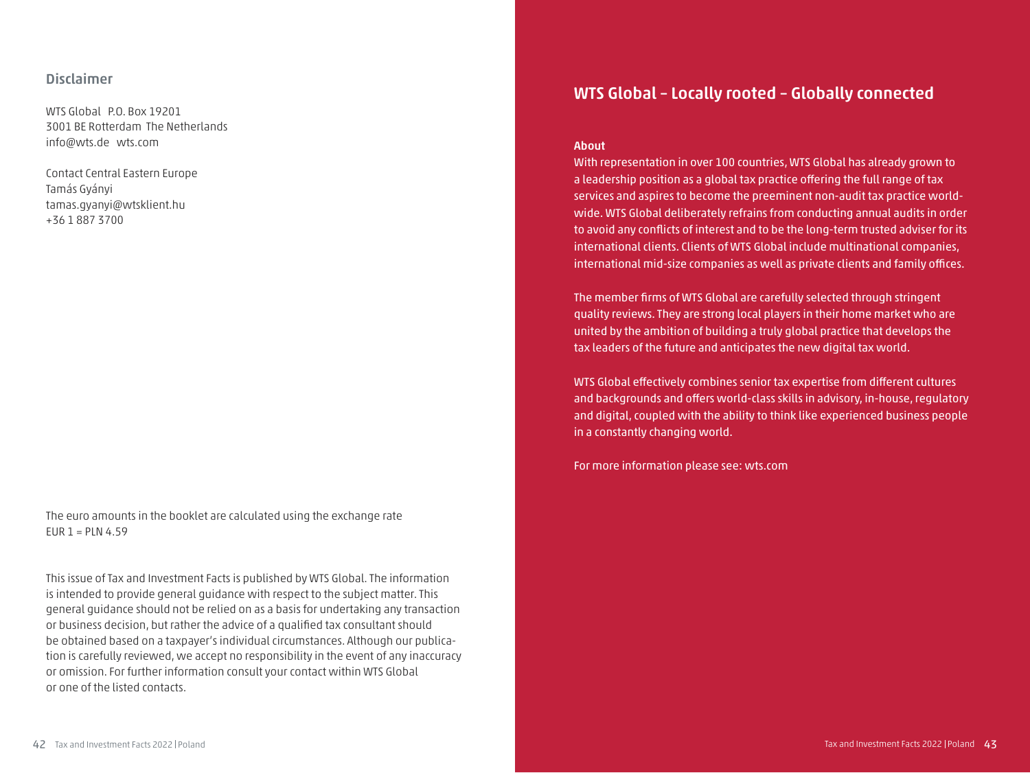## Disclaimer

WTS Global P.O. Box 19201
3001 BE Rotterdam The Netherlands
info@wts.de wts.com

Contact Central Eastern Europe
Tamás Gyányi
tamas.gyanyi@wtsklient.hu
+36 1 887 3700

The euro amounts in the booklet are calculated using the exchange rate
EUR 1 = PLN 4.59

This issue of Tax and Investment Facts is published by WTS Global. The information is intended to provide general guidance with respect to the subject matter. This general guidance should not be relied on as a basis for undertaking any transaction or business decision, but rather the advice of a qualified tax consultant should be obtained based on a taxpayer's individual circumstances. Although our publication is carefully reviewed, we accept no responsibility in the event of any inaccuracy or omission. For further information consult your contact within WTS Global or one of the listed contacts.

## WTS Global – Locally rooted – Globally connected

**About**

With representation in over 100 countries, WTS Global has already grown to a leadership position as a global tax practice offering the full range of tax services and aspires to become the preeminent non-audit tax practice worldwide. WTS Global deliberately refrains from conducting annual audits in order to avoid any conflicts of interest and to be the long-term trusted adviser for its international clients. Clients of WTS Global include multinational companies, international mid-size companies as well as private clients and family offices.

The member firms of WTS Global are carefully selected through stringent quality reviews. They are strong local players in their home market who are united by the ambition of building a truly global practice that develops the tax leaders of the future and anticipates the new digital tax world.

WTS Global effectively combines senior tax expertise from different cultures and backgrounds and offers world-class skills in advisory, in-house, regulatory and digital, coupled with the ability to think like experienced business people in a constantly changing world.

For more information please see: wts.com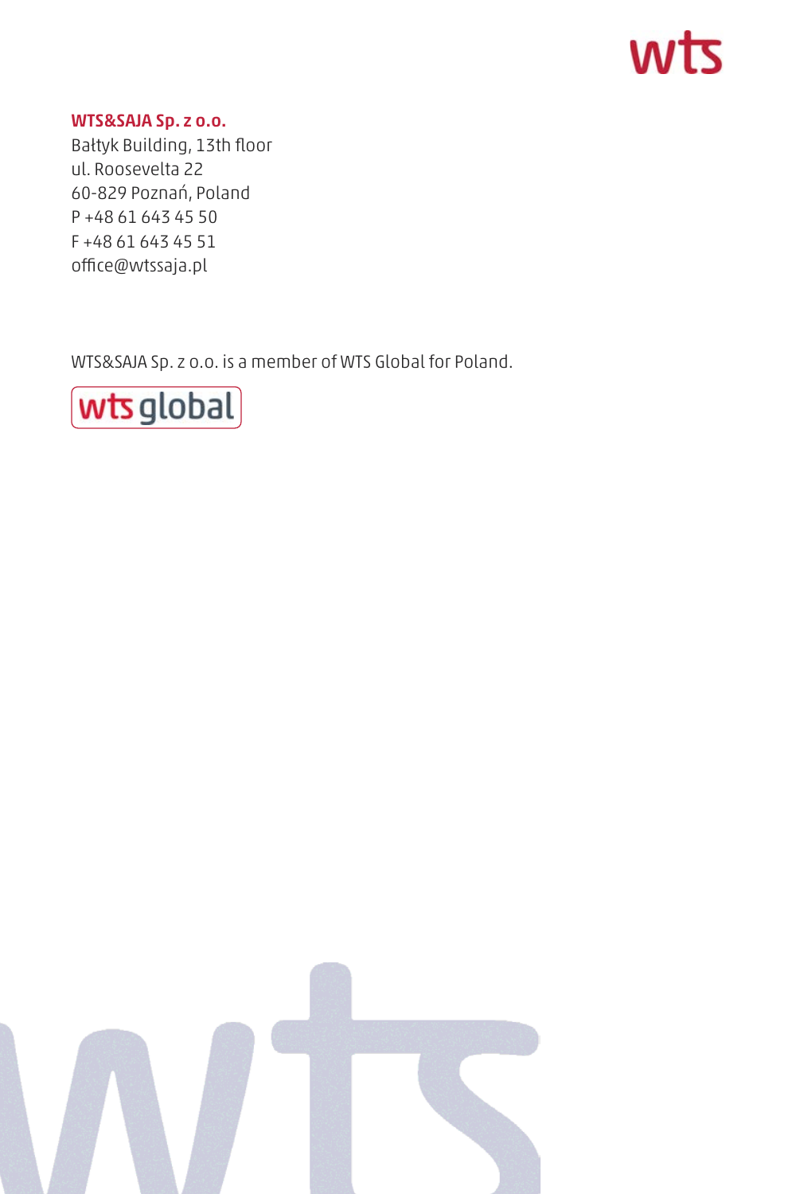**WTS&SAJA Sp. z o.o.**
Bałtyk Building, 13th floor
ul. Roosevelta 22
60-829 Poznań, Poland
P +48 61 643 45 50
F +48 61 643 45 51
office@wtssaja.pl

WTS&SAJA Sp. z o.o. is a member of WTS Global for Poland.